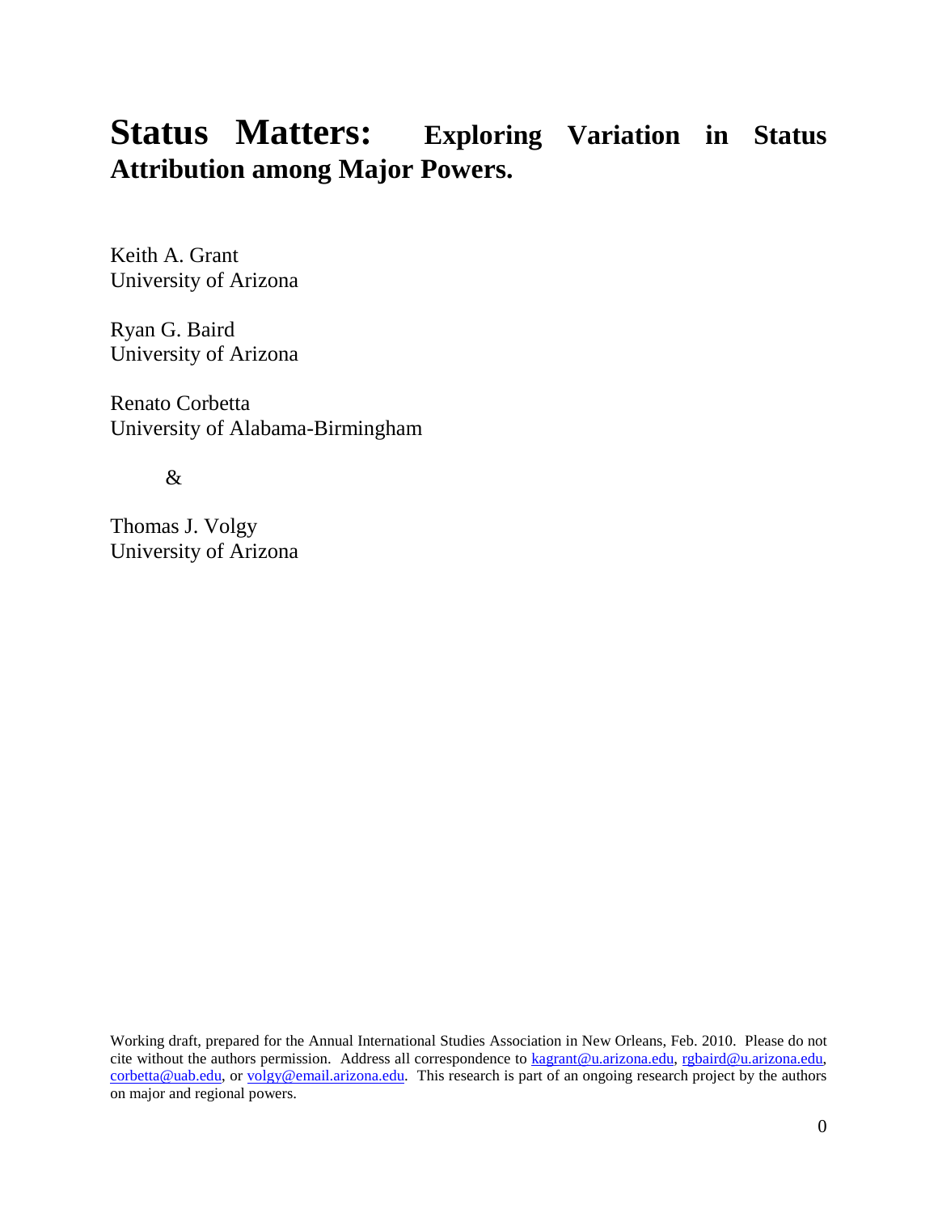# **Status Matters:** Exploring Variation in Status Attribution among Major Powers.

Keith A. Grant
University of Arizona

Ryan G. Baird
University of Arizona

Renato Corbetta
University of Alabama-Birmingham

&

Thomas J. Volgy
University of Arizona

Working draft, prepared for the Annual International Studies Association in New Orleans, Feb. 2010. Please do not cite without the authors permission. Address all correspondence to kagrant@u.arizona.edu, rgbaird@u.arizona.edu, corbetta@uab.edu, or volgy@email.arizona.edu. This research is part of an ongoing research project by the authors on major and regional powers.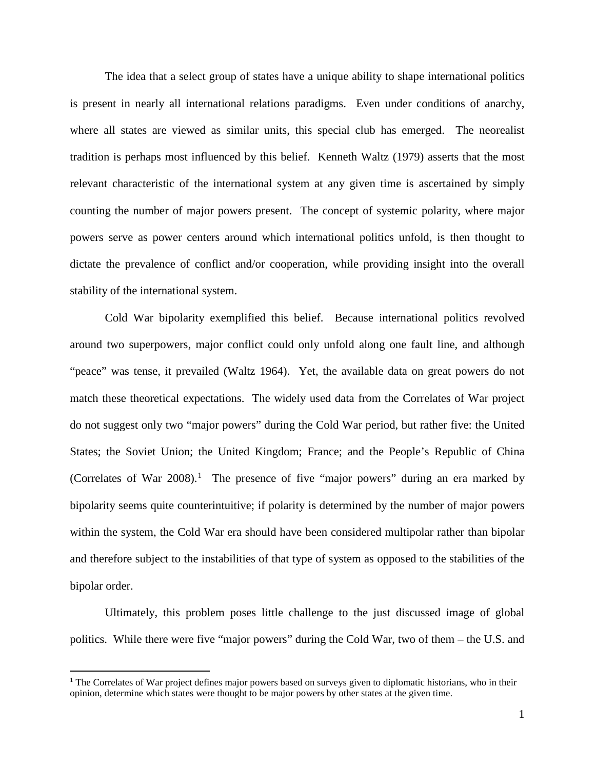The idea that a select group of states have a unique ability to shape international politics is present in nearly all international relations paradigms. Even under conditions of anarchy, where all states are viewed as similar units, this special club has emerged. The neorealist tradition is perhaps most influenced by this belief. Kenneth Waltz (1979) asserts that the most relevant characteristic of the international system at any given time is ascertained by simply counting the number of major powers present. The concept of systemic polarity, where major powers serve as power centers around which international politics unfold, is then thought to dictate the prevalence of conflict and/or cooperation, while providing insight into the overall stability of the international system.

Cold War bipolarity exemplified this belief. Because international politics revolved around two superpowers, major conflict could only unfold along one fault line, and although "peace" was tense, it prevailed (Waltz 1964). Yet, the available data on great powers do not match these theoretical expectations. The widely used data from the Correlates of War project do not suggest only two "major powers" during the Cold War period, but rather five: the United States; the Soviet Union; the United Kingdom; France; and the People's Republic of China (Correlates of War 2008).[1] The presence of five "major powers" during an era marked by bipolarity seems quite counterintuitive; if polarity is determined by the number of major powers within the system, the Cold War era should have been considered multipolar rather than bipolar and therefore subject to the instabilities of that type of system as opposed to the stabilities of the bipolar order.

Ultimately, this problem poses little challenge to the just discussed image of global politics. While there were five "major powers" during the Cold War, two of them – the U.S. and

[1] The Correlates of War project defines major powers based on surveys given to diplomatic historians, who in their opinion, determine which states were thought to be major powers by other states at the given time.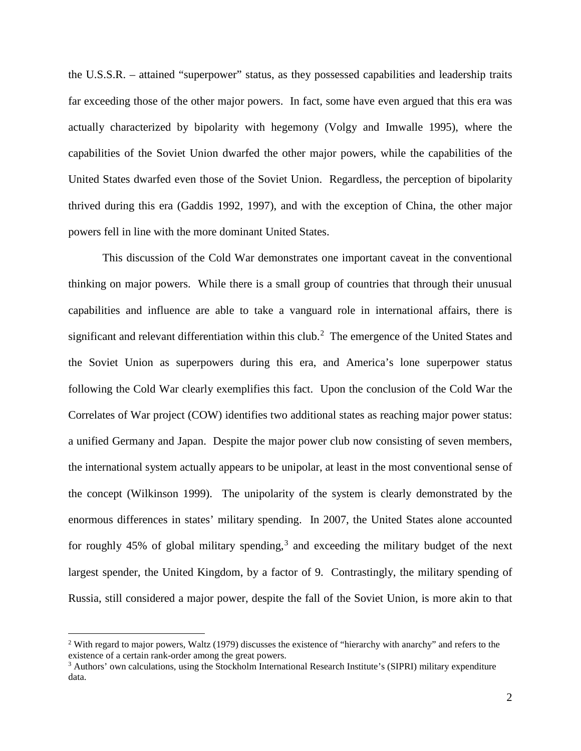the U.S.S.R. – attained "superpower" status, as they possessed capabilities and leadership traits far exceeding those of the other major powers. In fact, some have even argued that this era was actually characterized by bipolarity with hegemony (Volgy and Imwalle 1995), where the capabilities of the Soviet Union dwarfed the other major powers, while the capabilities of the United States dwarfed even those of the Soviet Union. Regardless, the perception of bipolarity thrived during this era (Gaddis 1992, 1997), and with the exception of China, the other major powers fell in line with the more dominant United States.

This discussion of the Cold War demonstrates one important caveat in the conventional thinking on major powers. While there is a small group of countries that through their unusual capabilities and influence are able to take a vanguard role in international affairs, there is significant and relevant differentiation within this club.[2] The emergence of the United States and the Soviet Union as superpowers during this era, and America's lone superpower status following the Cold War clearly exemplifies this fact. Upon the conclusion of the Cold War the Correlates of War project (COW) identifies two additional states as reaching major power status: a unified Germany and Japan. Despite the major power club now consisting of seven members, the international system actually appears to be unipolar, at least in the most conventional sense of the concept (Wilkinson 1999). The unipolarity of the system is clearly demonstrated by the enormous differences in states' military spending. In 2007, the United States alone accounted for roughly 45% of global military spending,[3] and exceeding the military budget of the next largest spender, the United Kingdom, by a factor of 9. Contrastingly, the military spending of Russia, still considered a major power, despite the fall of the Soviet Union, is more akin to that

---

[2] With regard to major powers, Waltz (1979) discusses the existence of "hierarchy with anarchy" and refers to the existence of a certain rank-order among the great powers.

[3] Authors' own calculations, using the Stockholm International Research Institute's (SIPRI) military expenditure data.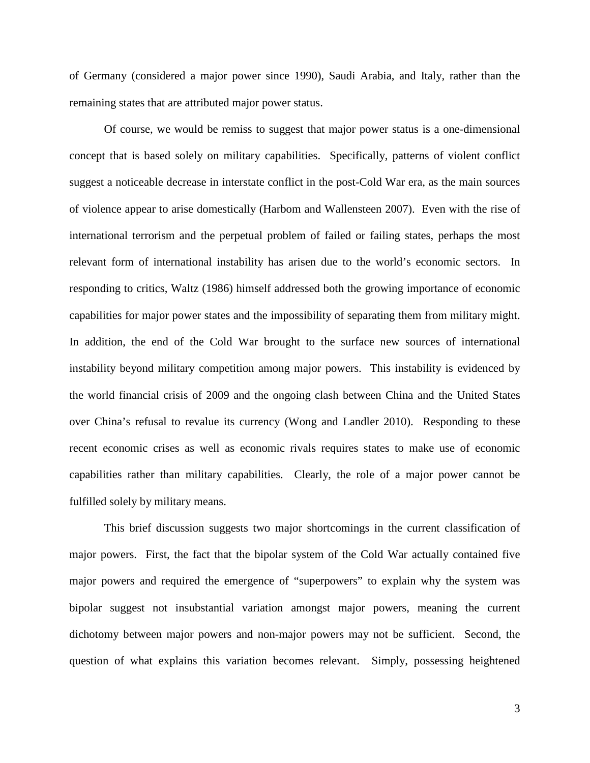of Germany (considered a major power since 1990), Saudi Arabia, and Italy, rather than the remaining states that are attributed major power status.

Of course, we would be remiss to suggest that major power status is a one-dimensional concept that is based solely on military capabilities. Specifically, patterns of violent conflict suggest a noticeable decrease in interstate conflict in the post-Cold War era, as the main sources of violence appear to arise domestically (Harbom and Wallensteen 2007). Even with the rise of international terrorism and the perpetual problem of failed or failing states, perhaps the most relevant form of international instability has arisen due to the world's economic sectors. In responding to critics, Waltz (1986) himself addressed both the growing importance of economic capabilities for major power states and the impossibility of separating them from military might. In addition, the end of the Cold War brought to the surface new sources of international instability beyond military competition among major powers. This instability is evidenced by the world financial crisis of 2009 and the ongoing clash between China and the United States over China's refusal to revalue its currency (Wong and Landler 2010). Responding to these recent economic crises as well as economic rivals requires states to make use of economic capabilities rather than military capabilities. Clearly, the role of a major power cannot be fulfilled solely by military means.

This brief discussion suggests two major shortcomings in the current classification of major powers. First, the fact that the bipolar system of the Cold War actually contained five major powers and required the emergence of "superpowers" to explain why the system was bipolar suggest not insubstantial variation amongst major powers, meaning the current dichotomy between major powers and non-major powers may not be sufficient. Second, the question of what explains this variation becomes relevant. Simply, possessing heightened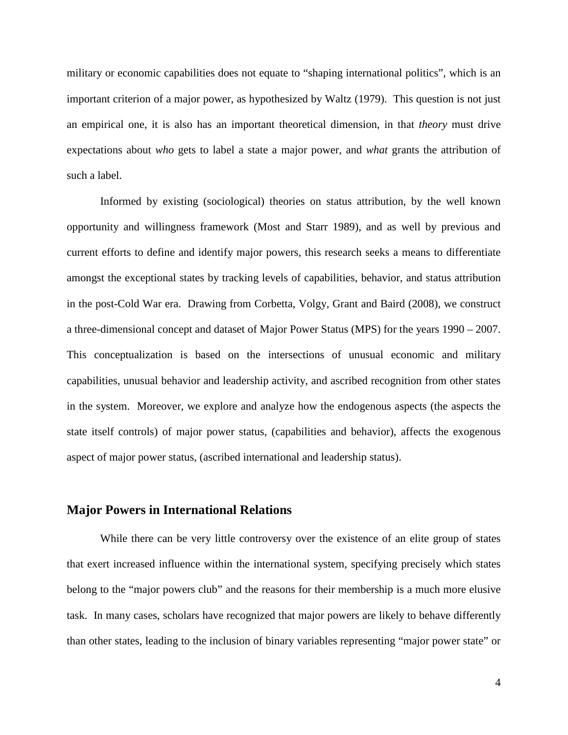military or economic capabilities does not equate to "shaping international politics", which is an important criterion of a major power, as hypothesized by Waltz (1979). This question is not just an empirical one, it is also has an important theoretical dimension, in that *theory* must drive expectations about *who* gets to label a state a major power, and *what* grants the attribution of such a label.

Informed by existing (sociological) theories on status attribution, by the well known opportunity and willingness framework (Most and Starr 1989), and as well by previous and current efforts to define and identify major powers, this research seeks a means to differentiate amongst the exceptional states by tracking levels of capabilities, behavior, and status attribution in the post-Cold War era. Drawing from Corbetta, Volgy, Grant and Baird (2008), we construct a three-dimensional concept and dataset of Major Power Status (MPS) for the years 1990 – 2007. This conceptualization is based on the intersections of unusual economic and military capabilities, unusual behavior and leadership activity, and ascribed recognition from other states in the system. Moreover, we explore and analyze how the endogenous aspects (the aspects the state itself controls) of major power status, (capabilities and behavior), affects the exogenous aspect of major power status, (ascribed international and leadership status).

## Major Powers in International Relations

While there can be very little controversy over the existence of an elite group of states that exert increased influence within the international system, specifying precisely which states belong to the "major powers club" and the reasons for their membership is a much more elusive task. In many cases, scholars have recognized that major powers are likely to behave differently than other states, leading to the inclusion of binary variables representing "major power state" or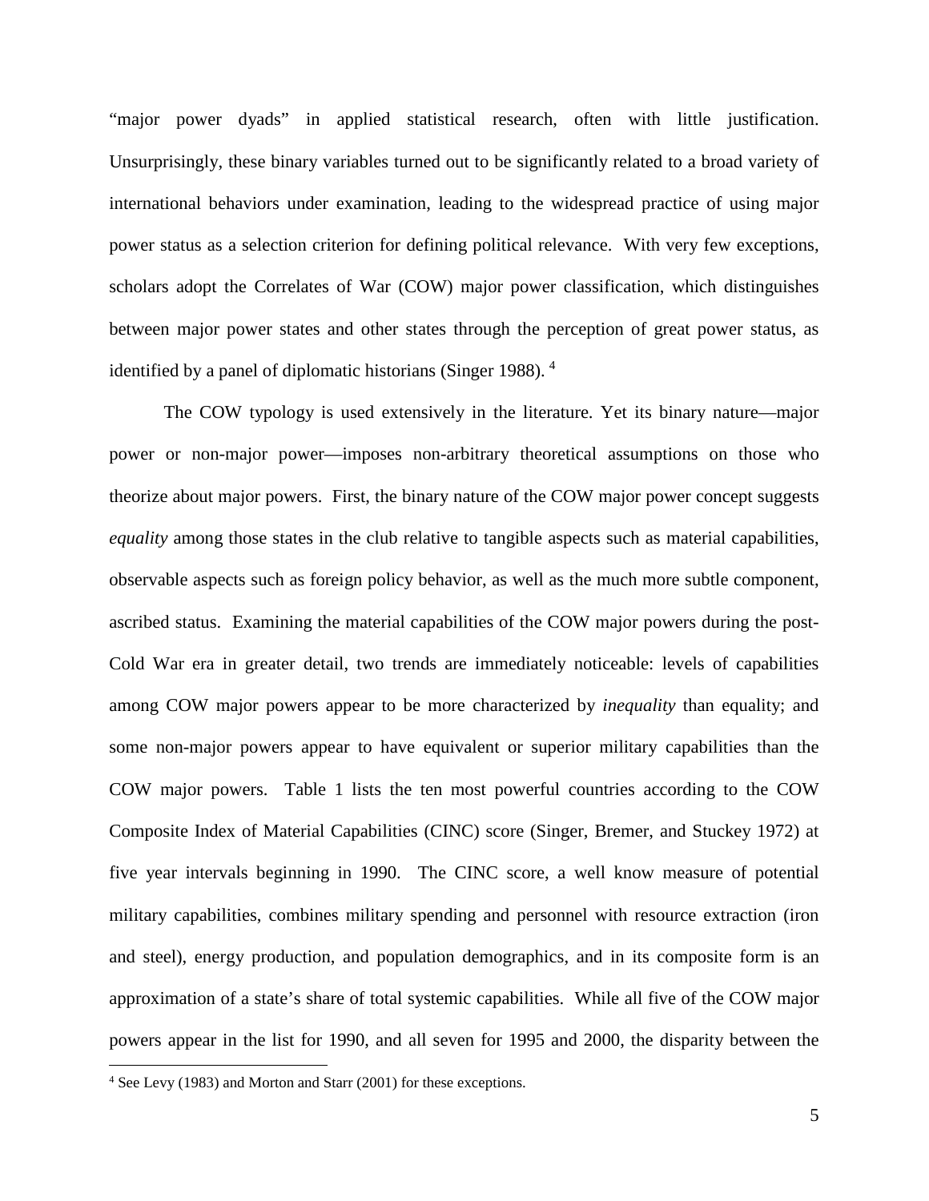"major power dyads" in applied statistical research, often with little justification. Unsurprisingly, these binary variables turned out to be significantly related to a broad variety of international behaviors under examination, leading to the widespread practice of using major power status as a selection criterion for defining political relevance. With very few exceptions, scholars adopt the Correlates of War (COW) major power classification, which distinguishes between major power states and other states through the perception of great power status, as identified by a panel of diplomatic historians (Singer 1988). [4]

The COW typology is used extensively in the literature. Yet its binary nature—major power or non-major power—imposes non-arbitrary theoretical assumptions on those who theorize about major powers. First, the binary nature of the COW major power concept suggests *equality* among those states in the club relative to tangible aspects such as material capabilities, observable aspects such as foreign policy behavior, as well as the much more subtle component, ascribed status. Examining the material capabilities of the COW major powers during the post-Cold War era in greater detail, two trends are immediately noticeable: levels of capabilities among COW major powers appear to be more characterized by *inequality* than equality; and some non-major powers appear to have equivalent or superior military capabilities than the COW major powers. Table 1 lists the ten most powerful countries according to the COW Composite Index of Material Capabilities (CINC) score (Singer, Bremer, and Stuckey 1972) at five year intervals beginning in 1990. The CINC score, a well know measure of potential military capabilities, combines military spending and personnel with resource extraction (iron and steel), energy production, and population demographics, and in its composite form is an approximation of a state's share of total systemic capabilities. While all five of the COW major powers appear in the list for 1990, and all seven for 1995 and 2000, the disparity between the

[4] See Levy (1983) and Morton and Starr (2001) for these exceptions.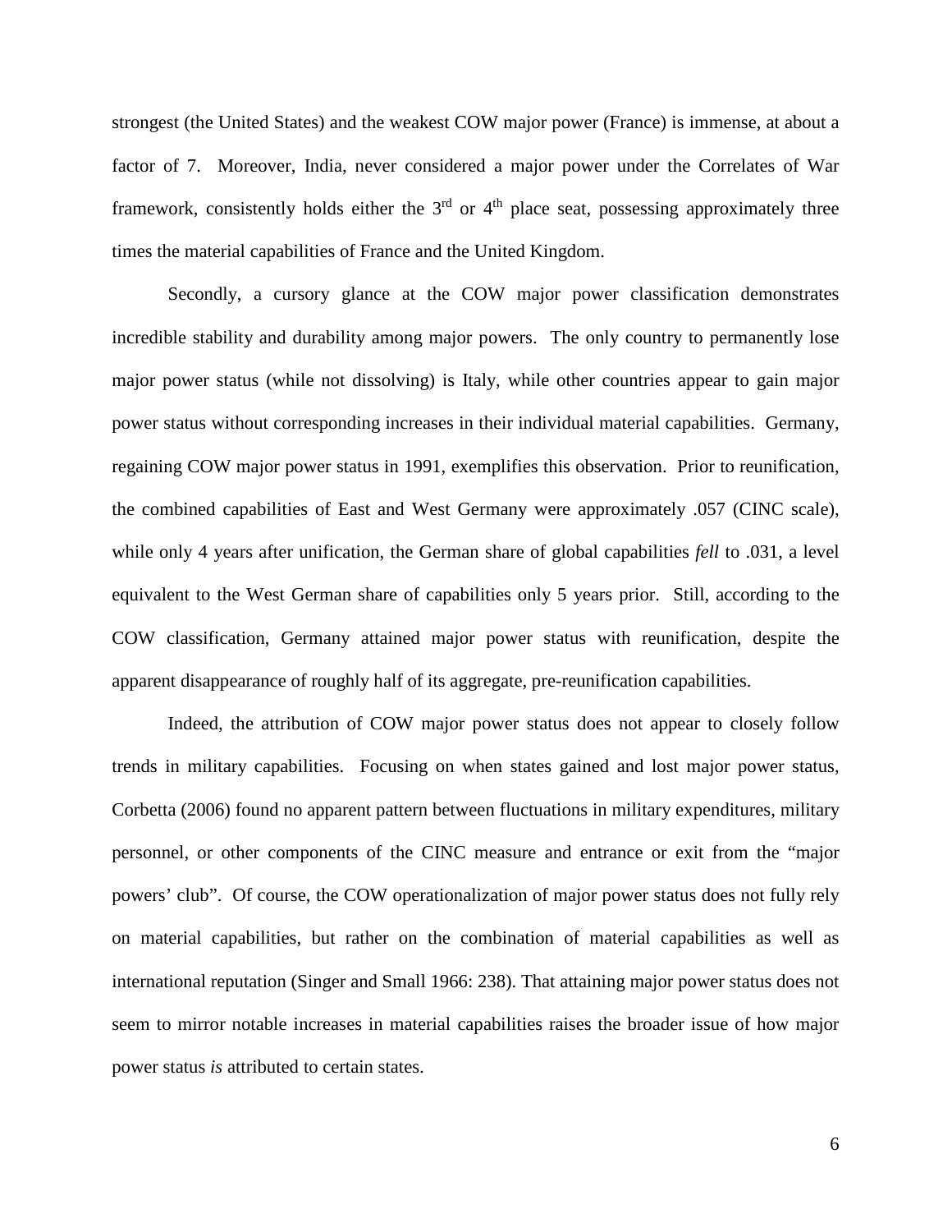strongest (the United States) and the weakest COW major power (France) is immense, at about a factor of 7. Moreover, India, never considered a major power under the Correlates of War framework, consistently holds either the 3rd or 4th place seat, possessing approximately three times the material capabilities of France and the United Kingdom.

Secondly, a cursory glance at the COW major power classification demonstrates incredible stability and durability among major powers. The only country to permanently lose major power status (while not dissolving) is Italy, while other countries appear to gain major power status without corresponding increases in their individual material capabilities. Germany, regaining COW major power status in 1991, exemplifies this observation. Prior to reunification, the combined capabilities of East and West Germany were approximately .057 (CINC scale), while only 4 years after unification, the German share of global capabilities *fell* to .031, a level equivalent to the West German share of capabilities only 5 years prior. Still, according to the COW classification, Germany attained major power status with reunification, despite the apparent disappearance of roughly half of its aggregate, pre-reunification capabilities.

Indeed, the attribution of COW major power status does not appear to closely follow trends in military capabilities. Focusing on when states gained and lost major power status, Corbetta (2006) found no apparent pattern between fluctuations in military expenditures, military personnel, or other components of the CINC measure and entrance or exit from the "major powers' club". Of course, the COW operationalization of major power status does not fully rely on material capabilities, but rather on the combination of material capabilities as well as international reputation (Singer and Small 1966: 238). That attaining major power status does not seem to mirror notable increases in material capabilities raises the broader issue of how major power status *is* attributed to certain states.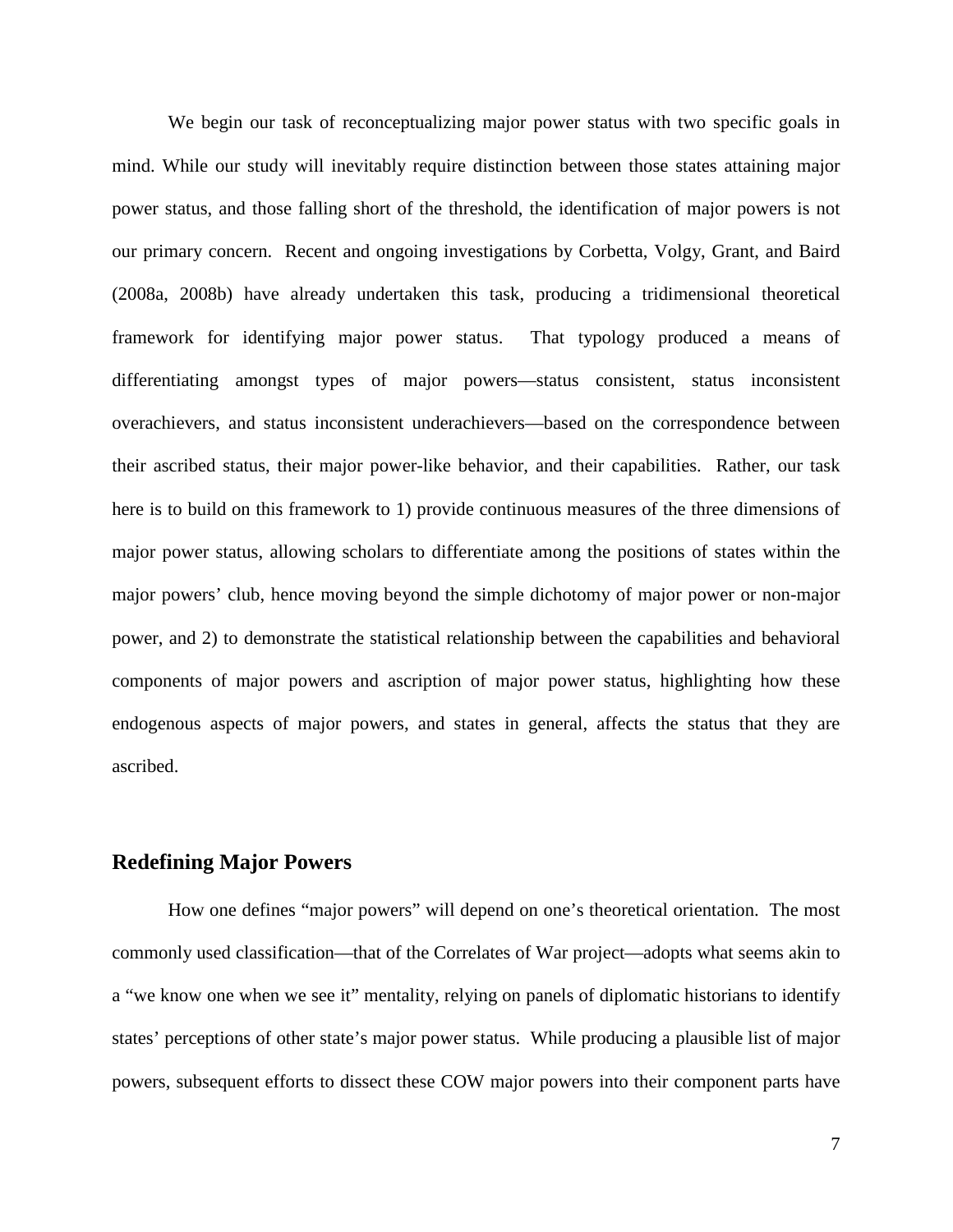We begin our task of reconceptualizing major power status with two specific goals in mind. While our study will inevitably require distinction between those states attaining major power status, and those falling short of the threshold, the identification of major powers is not our primary concern. Recent and ongoing investigations by Corbetta, Volgy, Grant, and Baird (2008a, 2008b) have already undertaken this task, producing a tridimensional theoretical framework for identifying major power status. That typology produced a means of differentiating amongst types of major powers—status consistent, status inconsistent overachievers, and status inconsistent underachievers—based on the correspondence between their ascribed status, their major power-like behavior, and their capabilities. Rather, our task here is to build on this framework to 1) provide continuous measures of the three dimensions of major power status, allowing scholars to differentiate among the positions of states within the major powers' club, hence moving beyond the simple dichotomy of major power or non-major power, and 2) to demonstrate the statistical relationship between the capabilities and behavioral components of major powers and ascription of major power status, highlighting how these endogenous aspects of major powers, and states in general, affects the status that they are ascribed.

## Redefining Major Powers

How one defines "major powers" will depend on one's theoretical orientation. The most commonly used classification—that of the Correlates of War project—adopts what seems akin to a "we know one when we see it" mentality, relying on panels of diplomatic historians to identify states' perceptions of other state's major power status. While producing a plausible list of major powers, subsequent efforts to dissect these COW major powers into their component parts have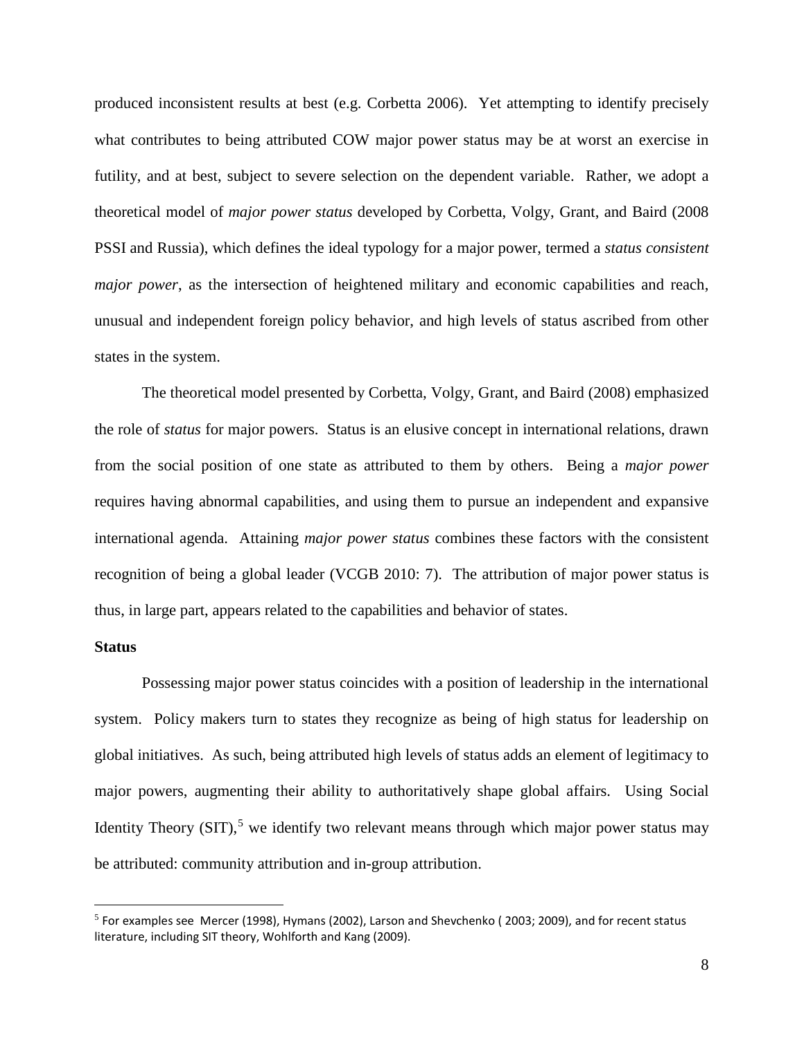produced inconsistent results at best (e.g. Corbetta 2006). Yet attempting to identify precisely what contributes to being attributed COW major power status may be at worst an exercise in futility, and at best, subject to severe selection on the dependent variable. Rather, we adopt a theoretical model of *major power status* developed by Corbetta, Volgy, Grant, and Baird (2008 PSSI and Russia), which defines the ideal typology for a major power, termed a *status consistent major power*, as the intersection of heightened military and economic capabilities and reach, unusual and independent foreign policy behavior, and high levels of status ascribed from other states in the system.

The theoretical model presented by Corbetta, Volgy, Grant, and Baird (2008) emphasized the role of *status* for major powers. Status is an elusive concept in international relations, drawn from the social position of one state as attributed to them by others. Being a *major power* requires having abnormal capabilities, and using them to pursue an independent and expansive international agenda. Attaining *major power status* combines these factors with the consistent recognition of being a global leader (VCGB 2010: 7). The attribution of major power status is thus, in large part, appears related to the capabilities and behavior of states.

**Status**

Possessing major power status coincides with a position of leadership in the international system. Policy makers turn to states they recognize as being of high status for leadership on global initiatives. As such, being attributed high levels of status adds an element of legitimacy to major powers, augmenting their ability to authoritatively shape global affairs. Using Social Identity Theory (SIT),[5] we identify two relevant means through which major power status may be attributed: community attribution and in-group attribution.

[5] For examples see Mercer (1998), Hymans (2002), Larson and Shevchenko ( 2003; 2009), and for recent status literature, including SIT theory, Wohlforth and Kang (2009).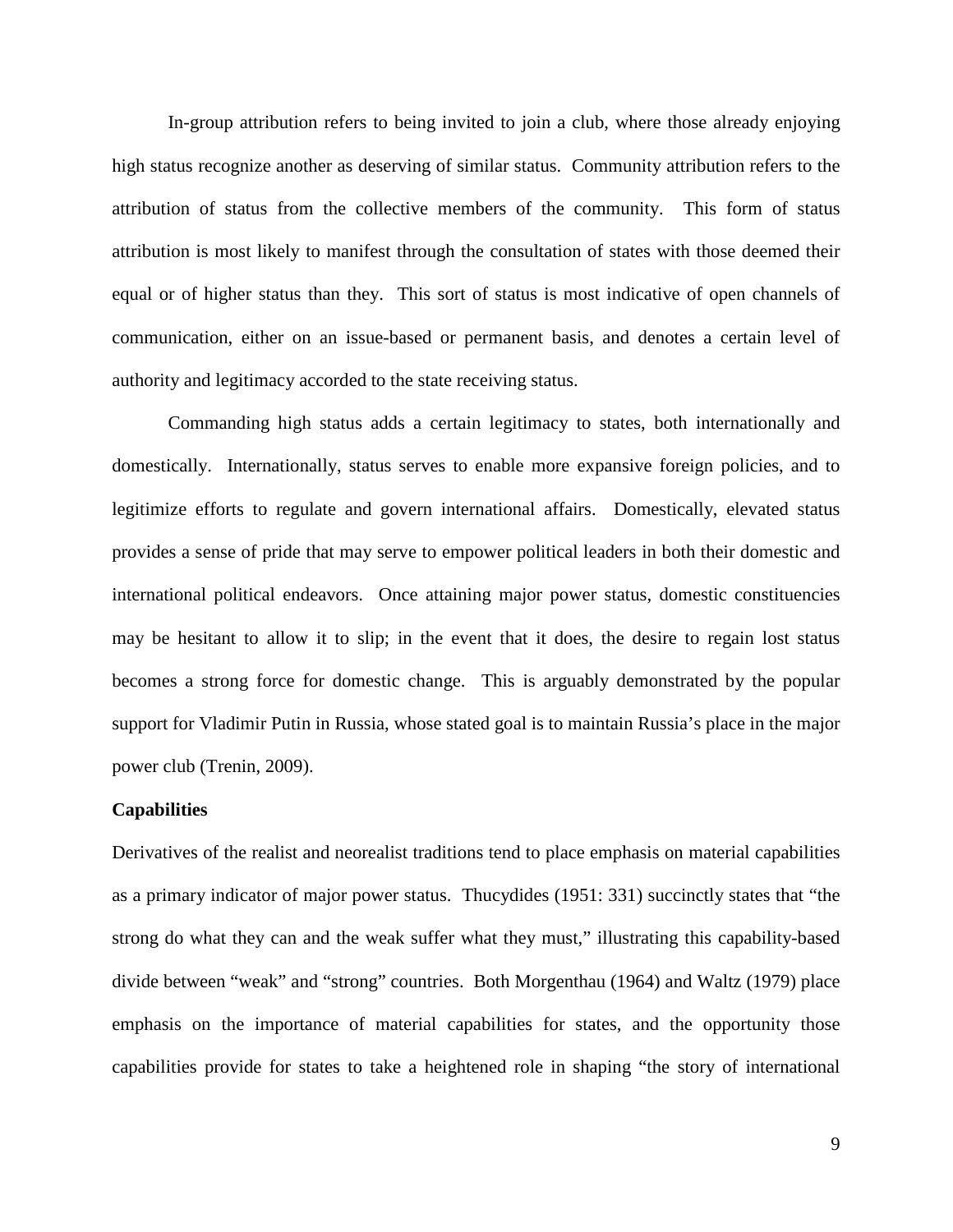In-group attribution refers to being invited to join a club, where those already enjoying high status recognize another as deserving of similar status. Community attribution refers to the attribution of status from the collective members of the community. This form of status attribution is most likely to manifest through the consultation of states with those deemed their equal or of higher status than they. This sort of status is most indicative of open channels of communication, either on an issue-based or permanent basis, and denotes a certain level of authority and legitimacy accorded to the state receiving status.

Commanding high status adds a certain legitimacy to states, both internationally and domestically. Internationally, status serves to enable more expansive foreign policies, and to legitimize efforts to regulate and govern international affairs. Domestically, elevated status provides a sense of pride that may serve to empower political leaders in both their domestic and international political endeavors. Once attaining major power status, domestic constituencies may be hesitant to allow it to slip; in the event that it does, the desire to regain lost status becomes a strong force for domestic change. This is arguably demonstrated by the popular support for Vladimir Putin in Russia, whose stated goal is to maintain Russia's place in the major power club (Trenin, 2009).

**Capabilities**

Derivatives of the realist and neorealist traditions tend to place emphasis on material capabilities as a primary indicator of major power status. Thucydides (1951: 331) succinctly states that "the strong do what they can and the weak suffer what they must," illustrating this capability-based divide between "weak" and "strong" countries. Both Morgenthau (1964) and Waltz (1979) place emphasis on the importance of material capabilities for states, and the opportunity those capabilities provide for states to take a heightened role in shaping "the story of international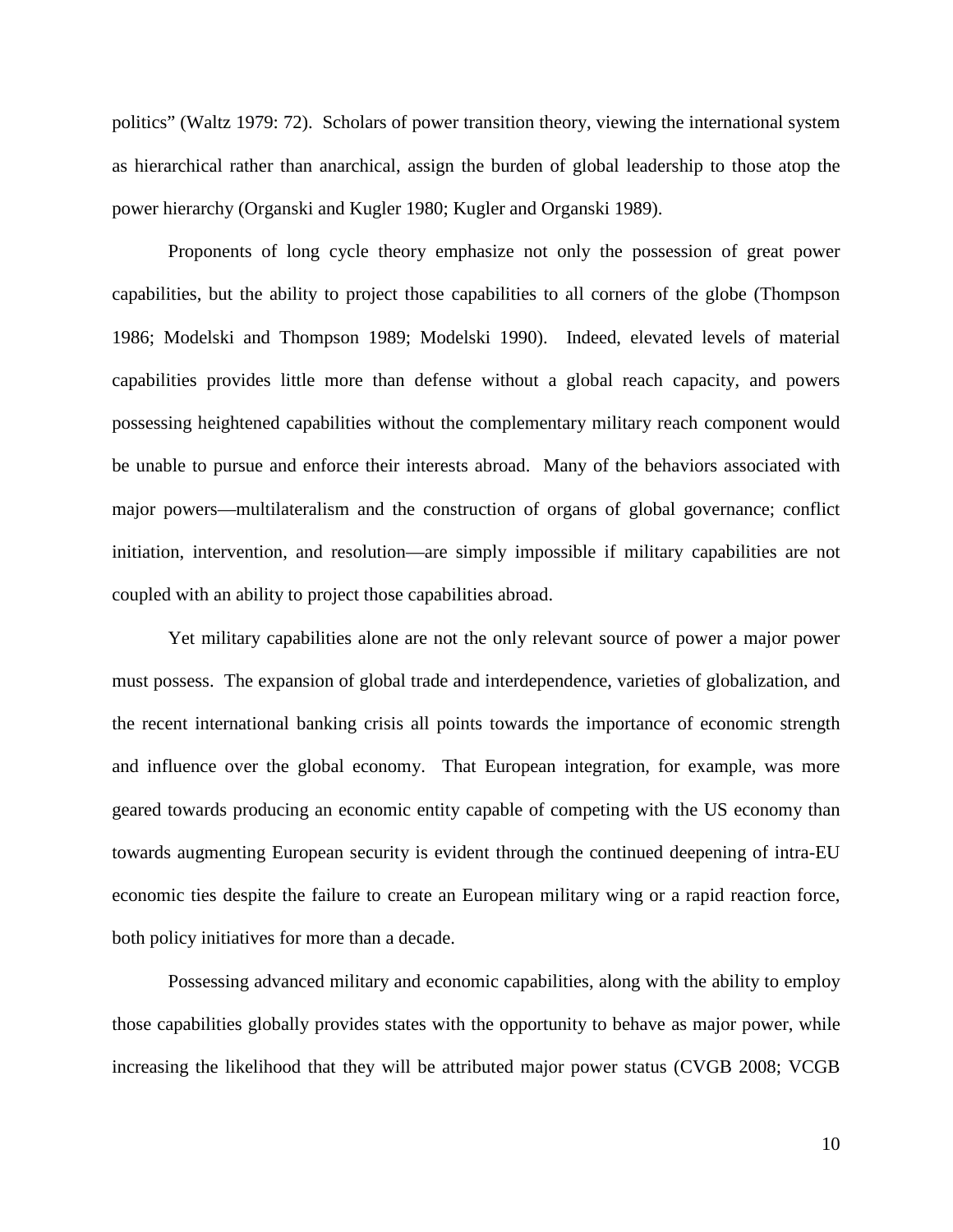politics" (Waltz 1979: 72). Scholars of power transition theory, viewing the international system as hierarchical rather than anarchical, assign the burden of global leadership to those atop the power hierarchy (Organski and Kugler 1980; Kugler and Organski 1989).

Proponents of long cycle theory emphasize not only the possession of great power capabilities, but the ability to project those capabilities to all corners of the globe (Thompson 1986; Modelski and Thompson 1989; Modelski 1990). Indeed, elevated levels of material capabilities provides little more than defense without a global reach capacity, and powers possessing heightened capabilities without the complementary military reach component would be unable to pursue and enforce their interests abroad. Many of the behaviors associated with major powers—multilateralism and the construction of organs of global governance; conflict initiation, intervention, and resolution—are simply impossible if military capabilities are not coupled with an ability to project those capabilities abroad.

Yet military capabilities alone are not the only relevant source of power a major power must possess. The expansion of global trade and interdependence, varieties of globalization, and the recent international banking crisis all points towards the importance of economic strength and influence over the global economy. That European integration, for example, was more geared towards producing an economic entity capable of competing with the US economy than towards augmenting European security is evident through the continued deepening of intra-EU economic ties despite the failure to create an European military wing or a rapid reaction force, both policy initiatives for more than a decade.

Possessing advanced military and economic capabilities, along with the ability to employ those capabilities globally provides states with the opportunity to behave as major power, while increasing the likelihood that they will be attributed major power status (CVGB 2008; VCGB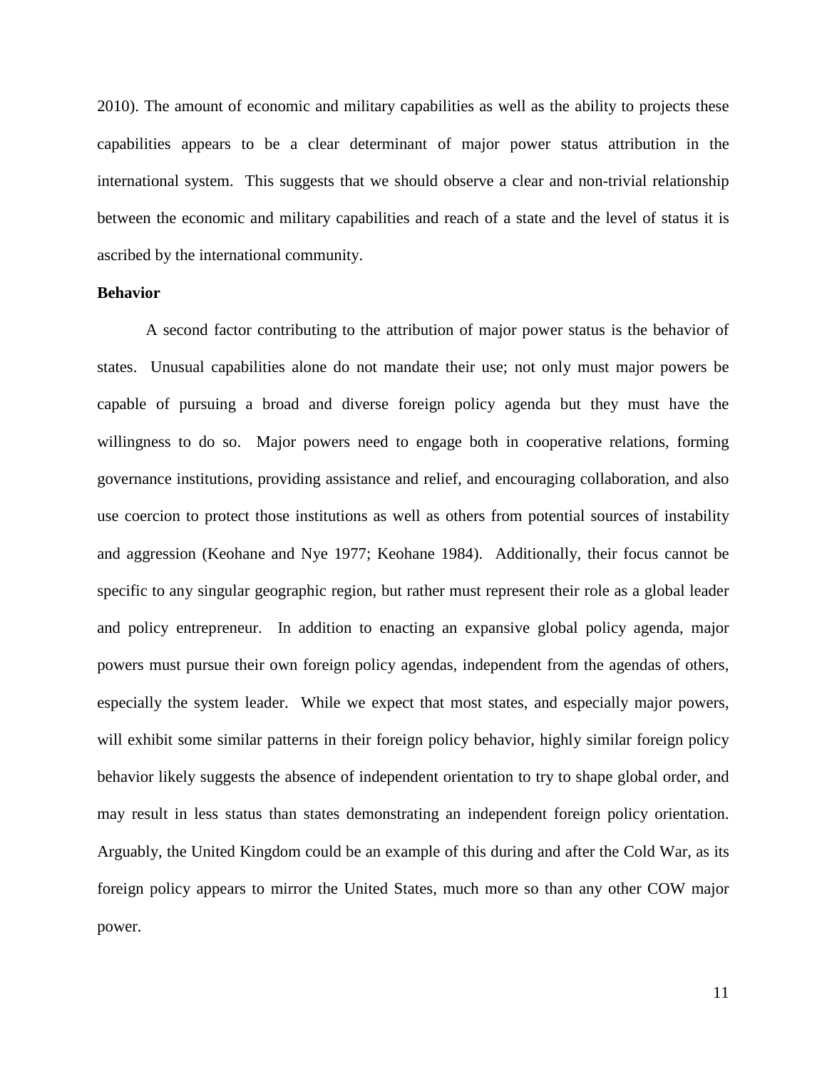2010). The amount of economic and military capabilities as well as the ability to projects these capabilities appears to be a clear determinant of major power status attribution in the international system. This suggests that we should observe a clear and non-trivial relationship between the economic and military capabilities and reach of a state and the level of status it is ascribed by the international community.

**Behavior**

A second factor contributing to the attribution of major power status is the behavior of states. Unusual capabilities alone do not mandate their use; not only must major powers be capable of pursuing a broad and diverse foreign policy agenda but they must have the willingness to do so. Major powers need to engage both in cooperative relations, forming governance institutions, providing assistance and relief, and encouraging collaboration, and also use coercion to protect those institutions as well as others from potential sources of instability and aggression (Keohane and Nye 1977; Keohane 1984). Additionally, their focus cannot be specific to any singular geographic region, but rather must represent their role as a global leader and policy entrepreneur. In addition to enacting an expansive global policy agenda, major powers must pursue their own foreign policy agendas, independent from the agendas of others, especially the system leader. While we expect that most states, and especially major powers, will exhibit some similar patterns in their foreign policy behavior, highly similar foreign policy behavior likely suggests the absence of independent orientation to try to shape global order, and may result in less status than states demonstrating an independent foreign policy orientation. Arguably, the United Kingdom could be an example of this during and after the Cold War, as its foreign policy appears to mirror the United States, much more so than any other COW major power.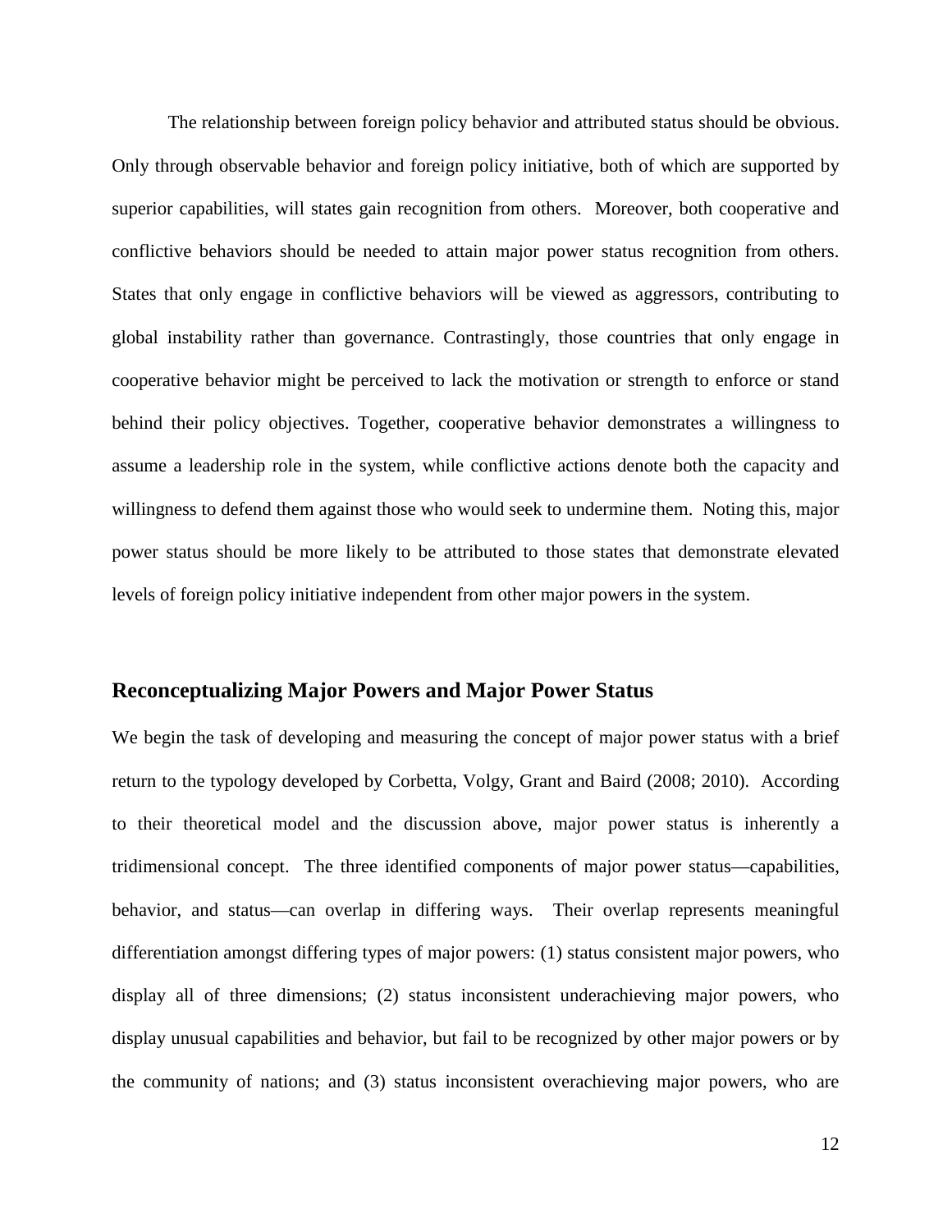The relationship between foreign policy behavior and attributed status should be obvious. Only through observable behavior and foreign policy initiative, both of which are supported by superior capabilities, will states gain recognition from others. Moreover, both cooperative and conflictive behaviors should be needed to attain major power status recognition from others. States that only engage in conflictive behaviors will be viewed as aggressors, contributing to global instability rather than governance. Contrastingly, those countries that only engage in cooperative behavior might be perceived to lack the motivation or strength to enforce or stand behind their policy objectives. Together, cooperative behavior demonstrates a willingness to assume a leadership role in the system, while conflictive actions denote both the capacity and willingness to defend them against those who would seek to undermine them. Noting this, major power status should be more likely to be attributed to those states that demonstrate elevated levels of foreign policy initiative independent from other major powers in the system.

## Reconceptualizing Major Powers and Major Power Status

We begin the task of developing and measuring the concept of major power status with a brief return to the typology developed by Corbetta, Volgy, Grant and Baird (2008; 2010). According to their theoretical model and the discussion above, major power status is inherently a tridimensional concept. The three identified components of major power status—capabilities, behavior, and status—can overlap in differing ways. Their overlap represents meaningful differentiation amongst differing types of major powers: (1) status consistent major powers, who display all of three dimensions; (2) status inconsistent underachieving major powers, who display unusual capabilities and behavior, but fail to be recognized by other major powers or by the community of nations; and (3) status inconsistent overachieving major powers, who are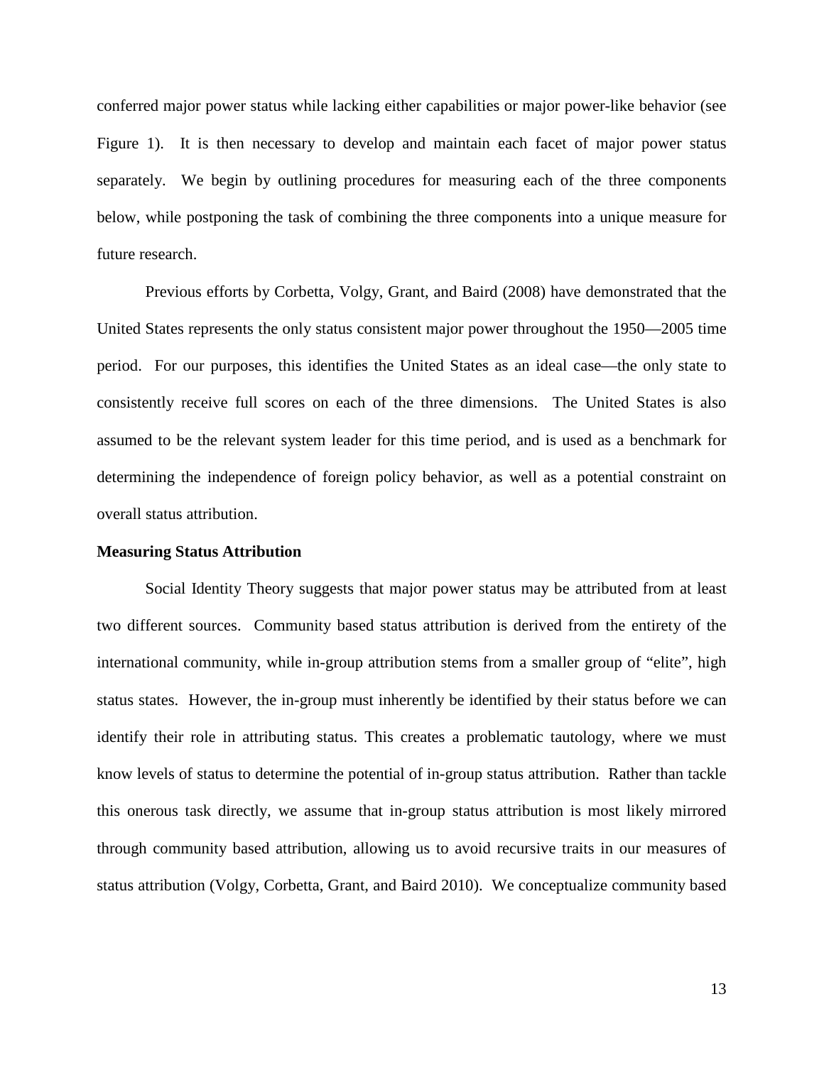conferred major power status while lacking either capabilities or major power-like behavior (see Figure 1). It is then necessary to develop and maintain each facet of major power status separately. We begin by outlining procedures for measuring each of the three components below, while postponing the task of combining the three components into a unique measure for future research.

Previous efforts by Corbetta, Volgy, Grant, and Baird (2008) have demonstrated that the United States represents the only status consistent major power throughout the 1950—2005 time period. For our purposes, this identifies the United States as an ideal case—the only state to consistently receive full scores on each of the three dimensions. The United States is also assumed to be the relevant system leader for this time period, and is used as a benchmark for determining the independence of foreign policy behavior, as well as a potential constraint on overall status attribution.

**Measuring Status Attribution**

Social Identity Theory suggests that major power status may be attributed from at least two different sources. Community based status attribution is derived from the entirety of the international community, while in-group attribution stems from a smaller group of "elite", high status states. However, the in-group must inherently be identified by their status before we can identify their role in attributing status. This creates a problematic tautology, where we must know levels of status to determine the potential of in-group status attribution. Rather than tackle this onerous task directly, we assume that in-group status attribution is most likely mirrored through community based attribution, allowing us to avoid recursive traits in our measures of status attribution (Volgy, Corbetta, Grant, and Baird 2010). We conceptualize community based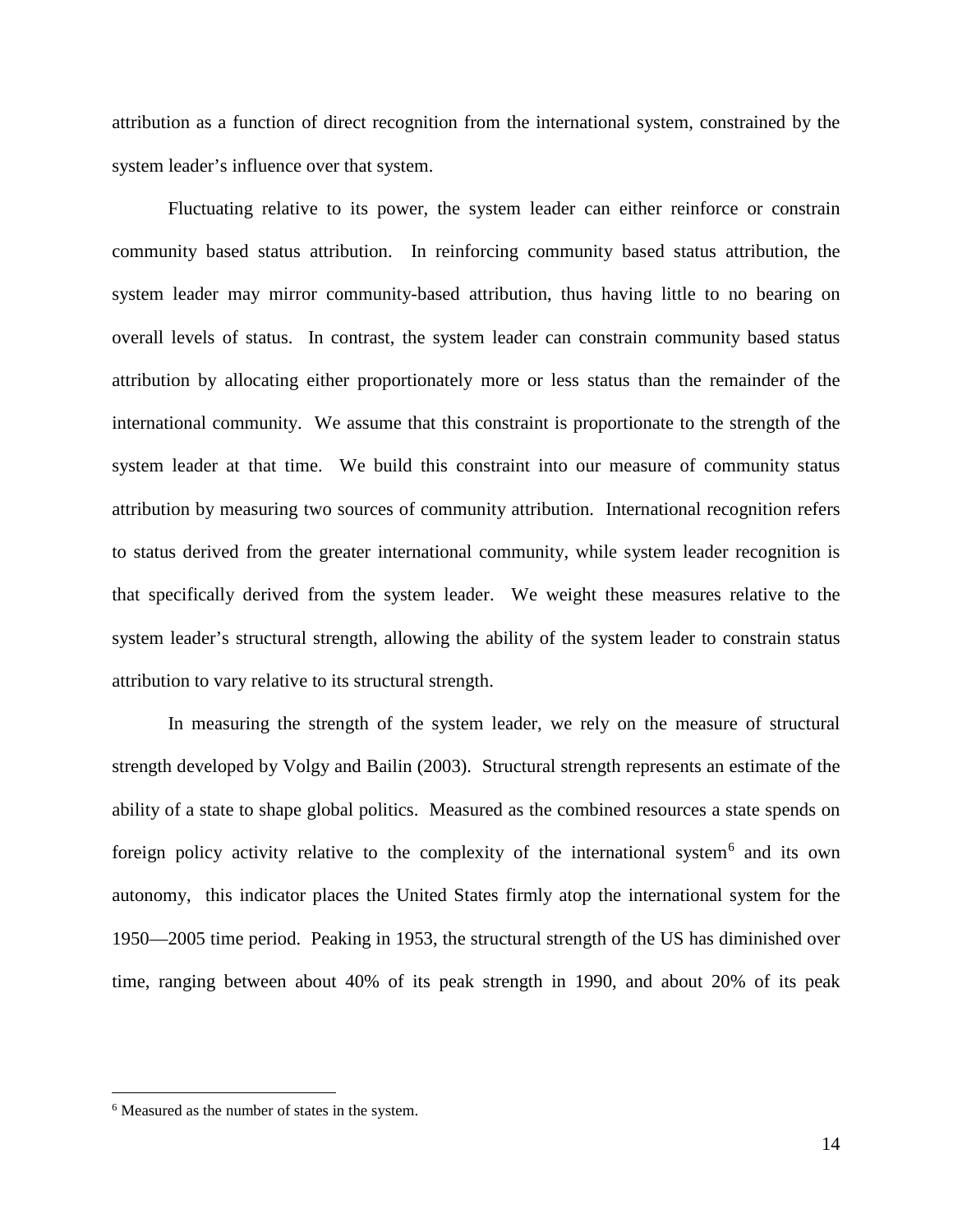attribution as a function of direct recognition from the international system, constrained by the system leader's influence over that system.

Fluctuating relative to its power, the system leader can either reinforce or constrain community based status attribution. In reinforcing community based status attribution, the system leader may mirror community-based attribution, thus having little to no bearing on overall levels of status. In contrast, the system leader can constrain community based status attribution by allocating either proportionately more or less status than the remainder of the international community. We assume that this constraint is proportionate to the strength of the system leader at that time. We build this constraint into our measure of community status attribution by measuring two sources of community attribution. International recognition refers to status derived from the greater international community, while system leader recognition is that specifically derived from the system leader. We weight these measures relative to the system leader's structural strength, allowing the ability of the system leader to constrain status attribution to vary relative to its structural strength.

In measuring the strength of the system leader, we rely on the measure of structural strength developed by Volgy and Bailin (2003). Structural strength represents an estimate of the ability of a state to shape global politics. Measured as the combined resources a state spends on foreign policy activity relative to the complexity of the international system[6] and its own autonomy, this indicator places the United States firmly atop the international system for the 1950—2005 time period. Peaking in 1953, the structural strength of the US has diminished over time, ranging between about 40% of its peak strength in 1990, and about 20% of its peak

[6] Measured as the number of states in the system.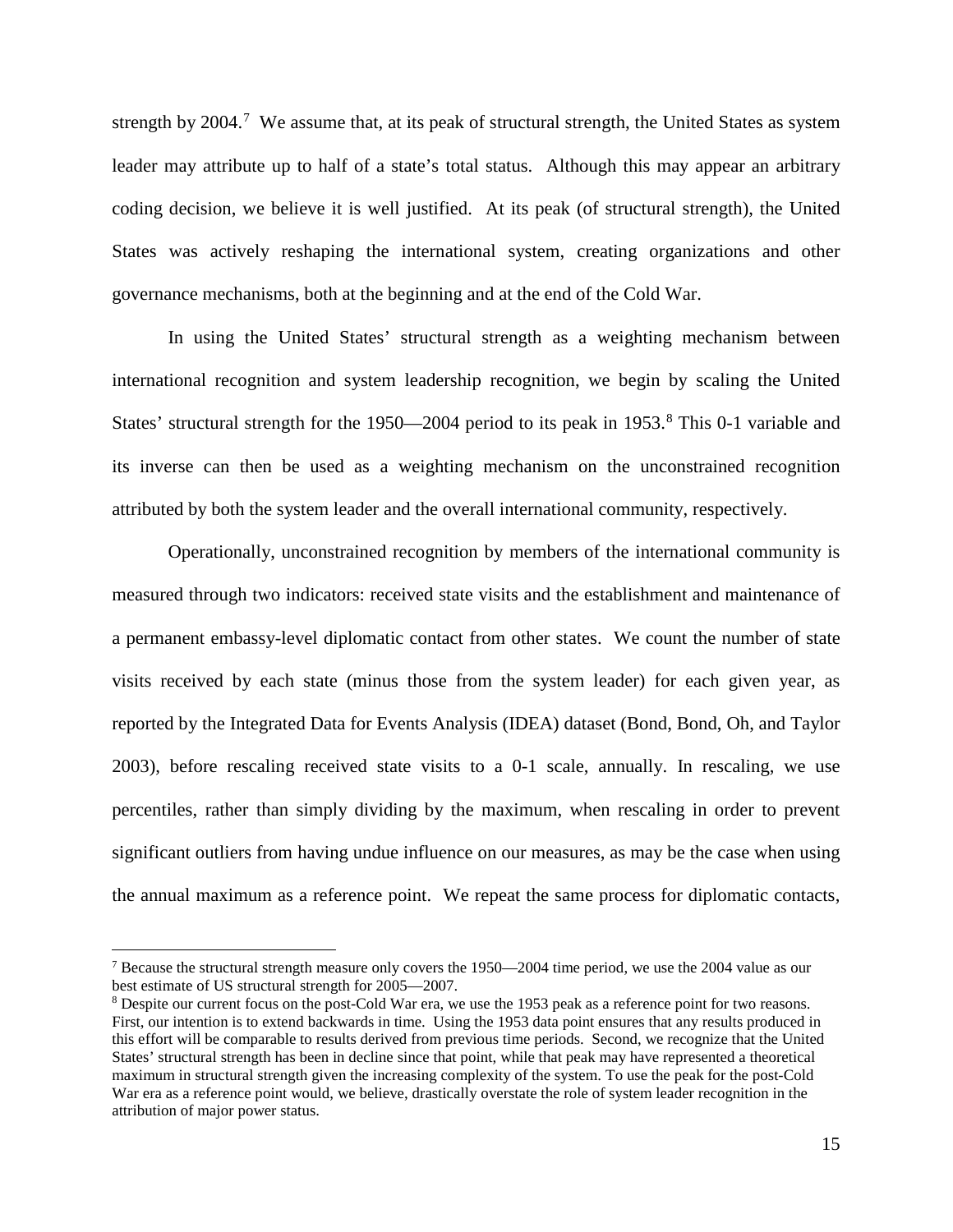strength by 2004.[7] We assume that, at its peak of structural strength, the United States as system leader may attribute up to half of a state's total status. Although this may appear an arbitrary coding decision, we believe it is well justified. At its peak (of structural strength), the United States was actively reshaping the international system, creating organizations and other governance mechanisms, both at the beginning and at the end of the Cold War.

In using the United States' structural strength as a weighting mechanism between international recognition and system leadership recognition, we begin by scaling the United States' structural strength for the 1950—2004 period to its peak in 1953.[8] This 0-1 variable and its inverse can then be used as a weighting mechanism on the unconstrained recognition attributed by both the system leader and the overall international community, respectively.

Operationally, unconstrained recognition by members of the international community is measured through two indicators: received state visits and the establishment and maintenance of a permanent embassy-level diplomatic contact from other states. We count the number of state visits received by each state (minus those from the system leader) for each given year, as reported by the Integrated Data for Events Analysis (IDEA) dataset (Bond, Bond, Oh, and Taylor 2003), before rescaling received state visits to a 0-1 scale, annually. In rescaling, we use percentiles, rather than simply dividing by the maximum, when rescaling in order to prevent significant outliers from having undue influence on our measures, as may be the case when using the annual maximum as a reference point. We repeat the same process for diplomatic contacts,

---

[7] Because the structural strength measure only covers the 1950—2004 time period, we use the 2004 value as our best estimate of US structural strength for 2005—2007.

[8] Despite our current focus on the post-Cold War era, we use the 1953 peak as a reference point for two reasons. First, our intention is to extend backwards in time. Using the 1953 data point ensures that any results produced in this effort will be comparable to results derived from previous time periods. Second, we recognize that the United States' structural strength has been in decline since that point, while that peak may have represented a theoretical maximum in structural strength given the increasing complexity of the system. To use the peak for the post-Cold War era as a reference point would, we believe, drastically overstate the role of system leader recognition in the attribution of major power status.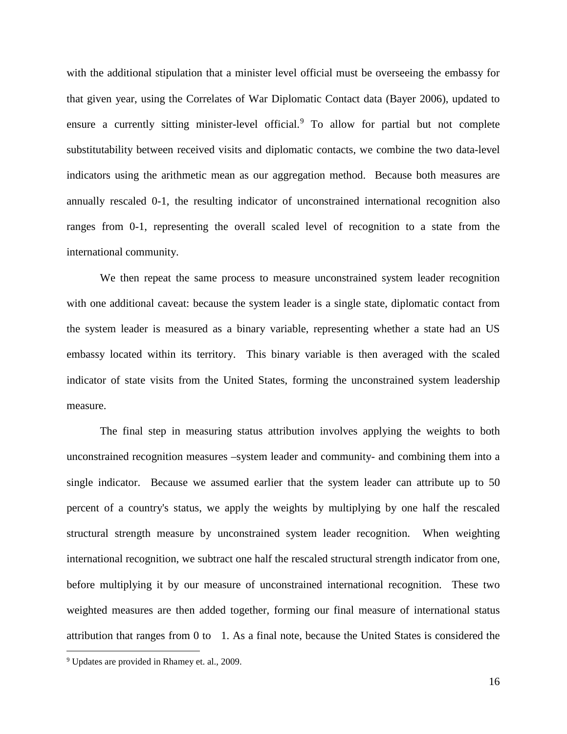with the additional stipulation that a minister level official must be overseeing the embassy for that given year, using the Correlates of War Diplomatic Contact data (Bayer 2006), updated to ensure a currently sitting minister-level official.[9] To allow for partial but not complete substitutability between received visits and diplomatic contacts, we combine the two data-level indicators using the arithmetic mean as our aggregation method. Because both measures are annually rescaled 0-1, the resulting indicator of unconstrained international recognition also ranges from 0-1, representing the overall scaled level of recognition to a state from the international community.

We then repeat the same process to measure unconstrained system leader recognition with one additional caveat: because the system leader is a single state, diplomatic contact from the system leader is measured as a binary variable, representing whether a state had an US embassy located within its territory. This binary variable is then averaged with the scaled indicator of state visits from the United States, forming the unconstrained system leadership measure.

The final step in measuring status attribution involves applying the weights to both unconstrained recognition measures –system leader and community- and combining them into a single indicator. Because we assumed earlier that the system leader can attribute up to 50 percent of a country's status, we apply the weights by multiplying by one half the rescaled structural strength measure by unconstrained system leader recognition. When weighting international recognition, we subtract one half the rescaled structural strength indicator from one, before multiplying it by our measure of unconstrained international recognition. These two weighted measures are then added together, forming our final measure of international status attribution that ranges from 0 to 1. As a final note, because the United States is considered the

[9] Updates are provided in Rhamey et. al., 2009.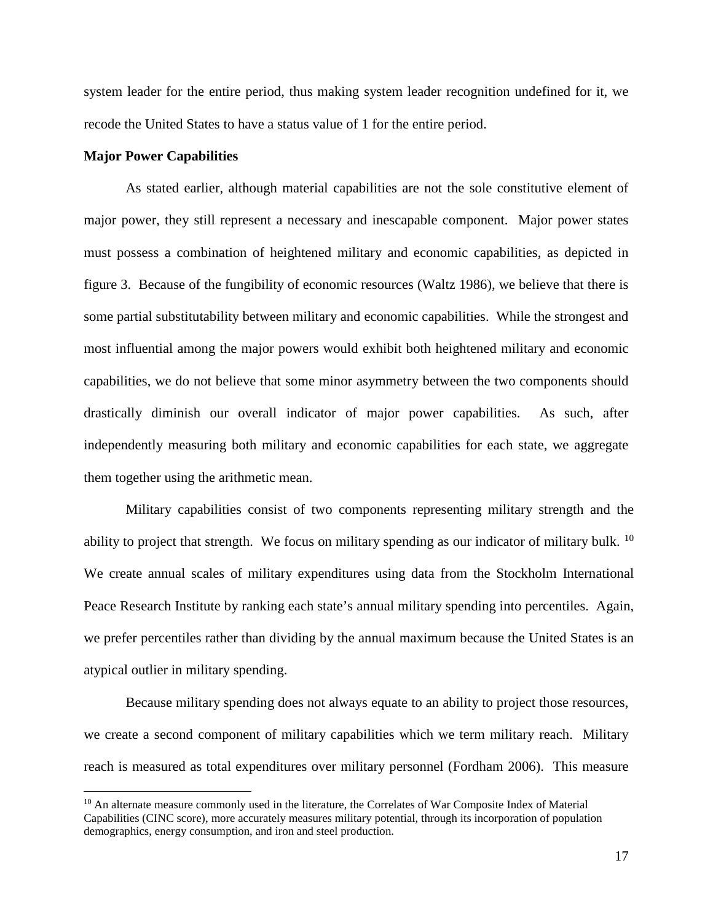system leader for the entire period, thus making system leader recognition undefined for it, we recode the United States to have a status value of 1 for the entire period.

**Major Power Capabilities**

As stated earlier, although material capabilities are not the sole constitutive element of major power, they still represent a necessary and inescapable component. Major power states must possess a combination of heightened military and economic capabilities, as depicted in figure 3. Because of the fungibility of economic resources (Waltz 1986), we believe that there is some partial substitutability between military and economic capabilities. While the strongest and most influential among the major powers would exhibit both heightened military and economic capabilities, we do not believe that some minor asymmetry between the two components should drastically diminish our overall indicator of major power capabilities. As such, after independently measuring both military and economic capabilities for each state, we aggregate them together using the arithmetic mean.

Military capabilities consist of two components representing military strength and the ability to project that strength. We focus on military spending as our indicator of military bulk. [10] We create annual scales of military expenditures using data from the Stockholm International Peace Research Institute by ranking each state's annual military spending into percentiles. Again, we prefer percentiles rather than dividing by the annual maximum because the United States is an atypical outlier in military spending.

Because military spending does not always equate to an ability to project those resources, we create a second component of military capabilities which we term military reach. Military reach is measured as total expenditures over military personnel (Fordham 2006). This measure

[10] An alternate measure commonly used in the literature, the Correlates of War Composite Index of Material Capabilities (CINC score), more accurately measures military potential, through its incorporation of population demographics, energy consumption, and iron and steel production.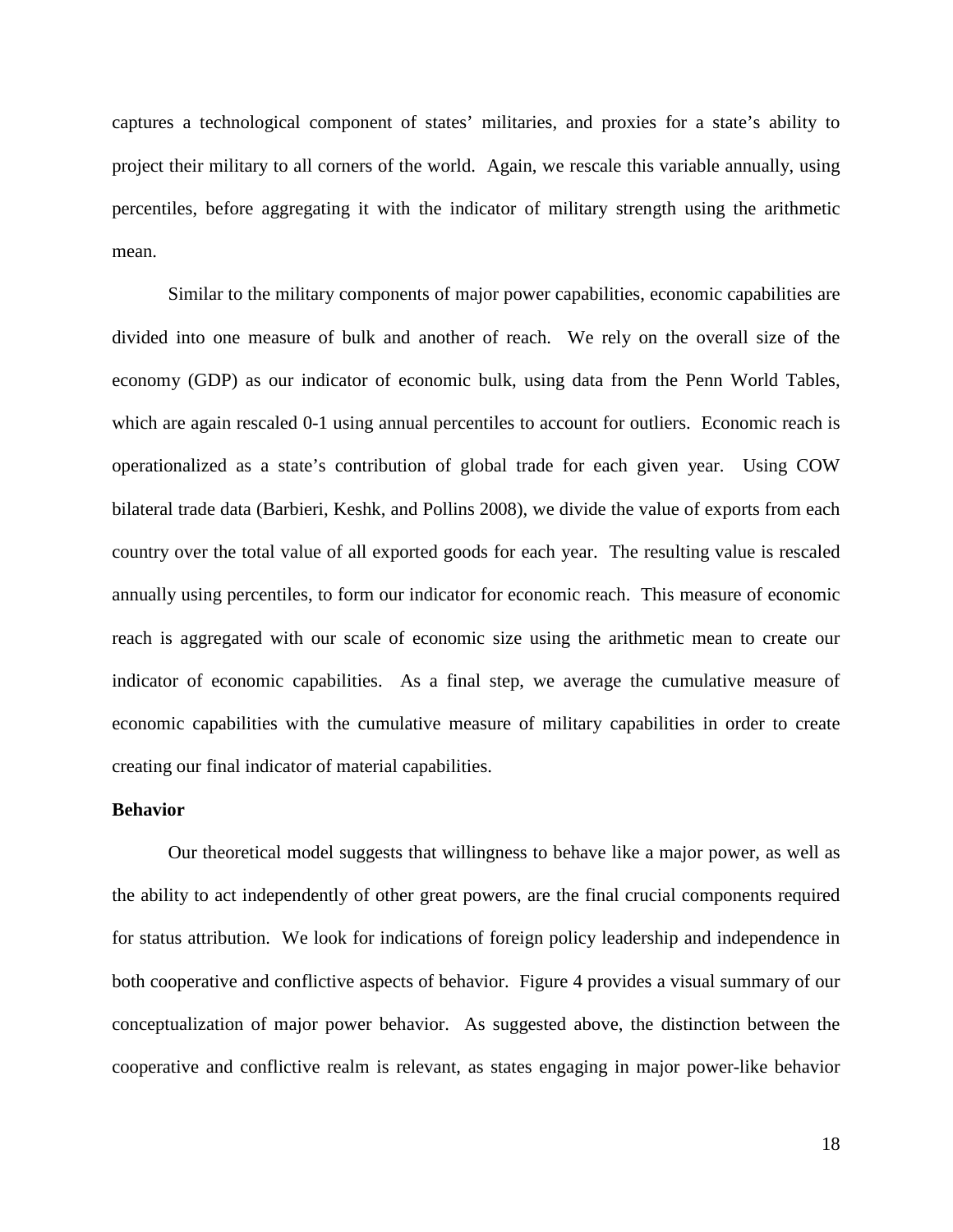captures a technological component of states' militaries, and proxies for a state's ability to project their military to all corners of the world. Again, we rescale this variable annually, using percentiles, before aggregating it with the indicator of military strength using the arithmetic mean.

Similar to the military components of major power capabilities, economic capabilities are divided into one measure of bulk and another of reach. We rely on the overall size of the economy (GDP) as our indicator of economic bulk, using data from the Penn World Tables, which are again rescaled 0-1 using annual percentiles to account for outliers. Economic reach is operationalized as a state's contribution of global trade for each given year. Using COW bilateral trade data (Barbieri, Keshk, and Pollins 2008), we divide the value of exports from each country over the total value of all exported goods for each year. The resulting value is rescaled annually using percentiles, to form our indicator for economic reach. This measure of economic reach is aggregated with our scale of economic size using the arithmetic mean to create our indicator of economic capabilities. As a final step, we average the cumulative measure of economic capabilities with the cumulative measure of military capabilities in order to create creating our final indicator of material capabilities.

**Behavior**

Our theoretical model suggests that willingness to behave like a major power, as well as the ability to act independently of other great powers, are the final crucial components required for status attribution. We look for indications of foreign policy leadership and independence in both cooperative and conflictive aspects of behavior. Figure 4 provides a visual summary of our conceptualization of major power behavior. As suggested above, the distinction between the cooperative and conflictive realm is relevant, as states engaging in major power-like behavior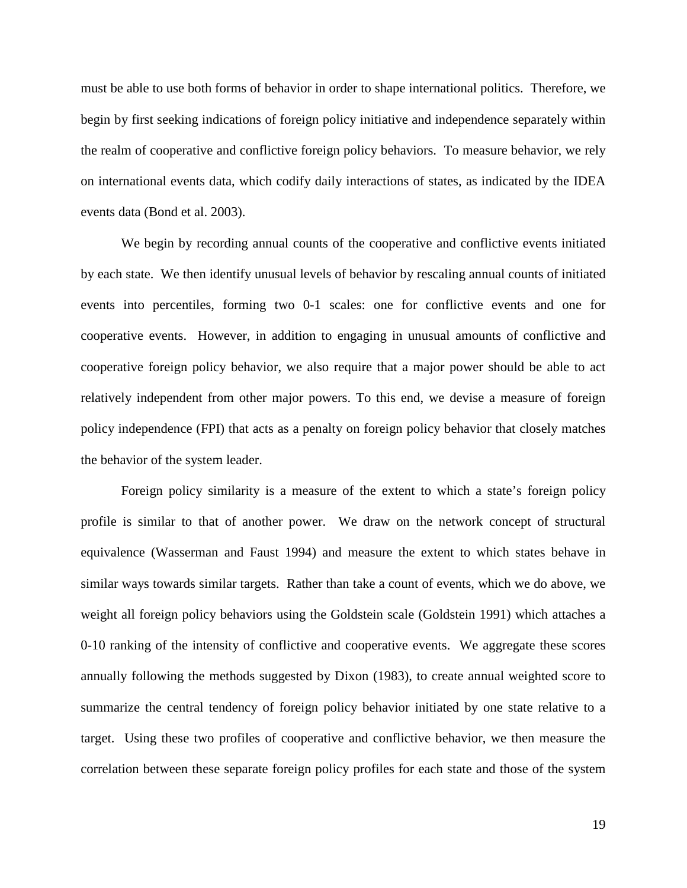must be able to use both forms of behavior in order to shape international politics. Therefore, we begin by first seeking indications of foreign policy initiative and independence separately within the realm of cooperative and conflictive foreign policy behaviors. To measure behavior, we rely on international events data, which codify daily interactions of states, as indicated by the IDEA events data (Bond et al. 2003).

We begin by recording annual counts of the cooperative and conflictive events initiated by each state. We then identify unusual levels of behavior by rescaling annual counts of initiated events into percentiles, forming two 0-1 scales: one for conflictive events and one for cooperative events. However, in addition to engaging in unusual amounts of conflictive and cooperative foreign policy behavior, we also require that a major power should be able to act relatively independent from other major powers. To this end, we devise a measure of foreign policy independence (FPI) that acts as a penalty on foreign policy behavior that closely matches the behavior of the system leader.

Foreign policy similarity is a measure of the extent to which a state's foreign policy profile is similar to that of another power. We draw on the network concept of structural equivalence (Wasserman and Faust 1994) and measure the extent to which states behave in similar ways towards similar targets. Rather than take a count of events, which we do above, we weight all foreign policy behaviors using the Goldstein scale (Goldstein 1991) which attaches a 0-10 ranking of the intensity of conflictive and cooperative events. We aggregate these scores annually following the methods suggested by Dixon (1983), to create annual weighted score to summarize the central tendency of foreign policy behavior initiated by one state relative to a target. Using these two profiles of cooperative and conflictive behavior, we then measure the correlation between these separate foreign policy profiles for each state and those of the system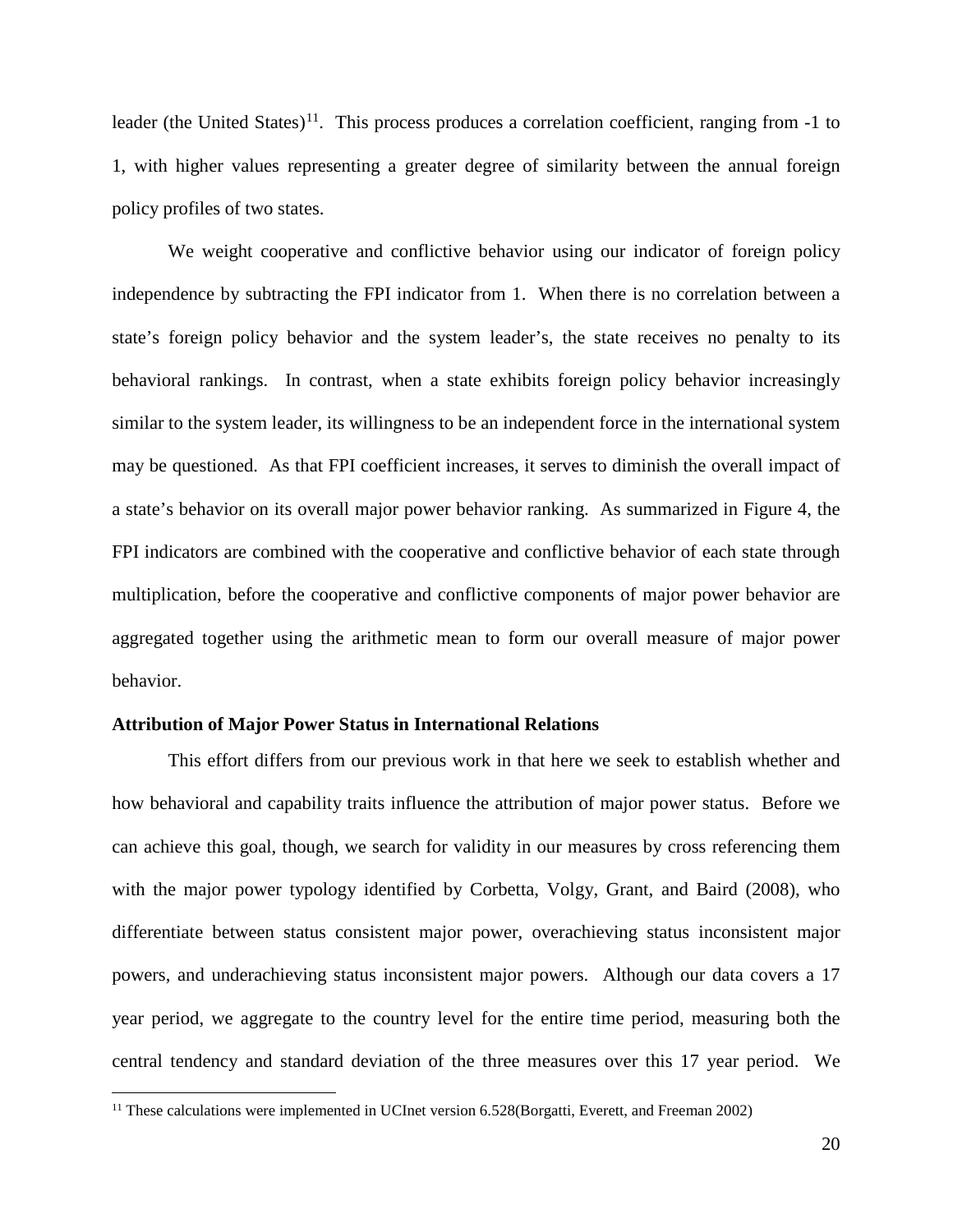leader (the United States)[11]. This process produces a correlation coefficient, ranging from -1 to 1, with higher values representing a greater degree of similarity between the annual foreign policy profiles of two states.

We weight cooperative and conflictive behavior using our indicator of foreign policy independence by subtracting the FPI indicator from 1. When there is no correlation between a state's foreign policy behavior and the system leader's, the state receives no penalty to its behavioral rankings. In contrast, when a state exhibits foreign policy behavior increasingly similar to the system leader, its willingness to be an independent force in the international system may be questioned. As that FPI coefficient increases, it serves to diminish the overall impact of a state's behavior on its overall major power behavior ranking. As summarized in Figure 4, the FPI indicators are combined with the cooperative and conflictive behavior of each state through multiplication, before the cooperative and conflictive components of major power behavior are aggregated together using the arithmetic mean to form our overall measure of major power behavior.

**Attribution of Major Power Status in International Relations**

This effort differs from our previous work in that here we seek to establish whether and how behavioral and capability traits influence the attribution of major power status. Before we can achieve this goal, though, we search for validity in our measures by cross referencing them with the major power typology identified by Corbetta, Volgy, Grant, and Baird (2008), who differentiate between status consistent major power, overachieving status inconsistent major powers, and underachieving status inconsistent major powers. Although our data covers a 17 year period, we aggregate to the country level for the entire time period, measuring both the central tendency and standard deviation of the three measures over this 17 year period. We

[11] These calculations were implemented in UCInet version 6.528(Borgatti, Everett, and Freeman 2002)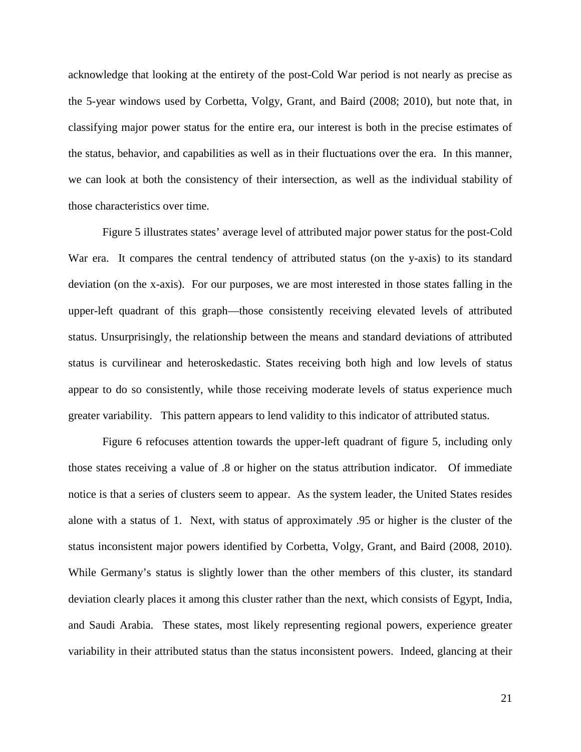acknowledge that looking at the entirety of the post-Cold War period is not nearly as precise as the 5-year windows used by Corbetta, Volgy, Grant, and Baird (2008; 2010), but note that, in classifying major power status for the entire era, our interest is both in the precise estimates of the status, behavior, and capabilities as well as in their fluctuations over the era. In this manner, we can look at both the consistency of their intersection, as well as the individual stability of those characteristics over time.

Figure 5 illustrates states' average level of attributed major power status for the post-Cold War era. It compares the central tendency of attributed status (on the y-axis) to its standard deviation (on the x-axis). For our purposes, we are most interested in those states falling in the upper-left quadrant of this graph—those consistently receiving elevated levels of attributed status. Unsurprisingly, the relationship between the means and standard deviations of attributed status is curvilinear and heteroskedastic. States receiving both high and low levels of status appear to do so consistently, while those receiving moderate levels of status experience much greater variability. This pattern appears to lend validity to this indicator of attributed status.

Figure 6 refocuses attention towards the upper-left quadrant of figure 5, including only those states receiving a value of .8 or higher on the status attribution indicator. Of immediate notice is that a series of clusters seem to appear. As the system leader, the United States resides alone with a status of 1. Next, with status of approximately .95 or higher is the cluster of the status inconsistent major powers identified by Corbetta, Volgy, Grant, and Baird (2008, 2010). While Germany's status is slightly lower than the other members of this cluster, its standard deviation clearly places it among this cluster rather than the next, which consists of Egypt, India, and Saudi Arabia. These states, most likely representing regional powers, experience greater variability in their attributed status than the status inconsistent powers. Indeed, glancing at their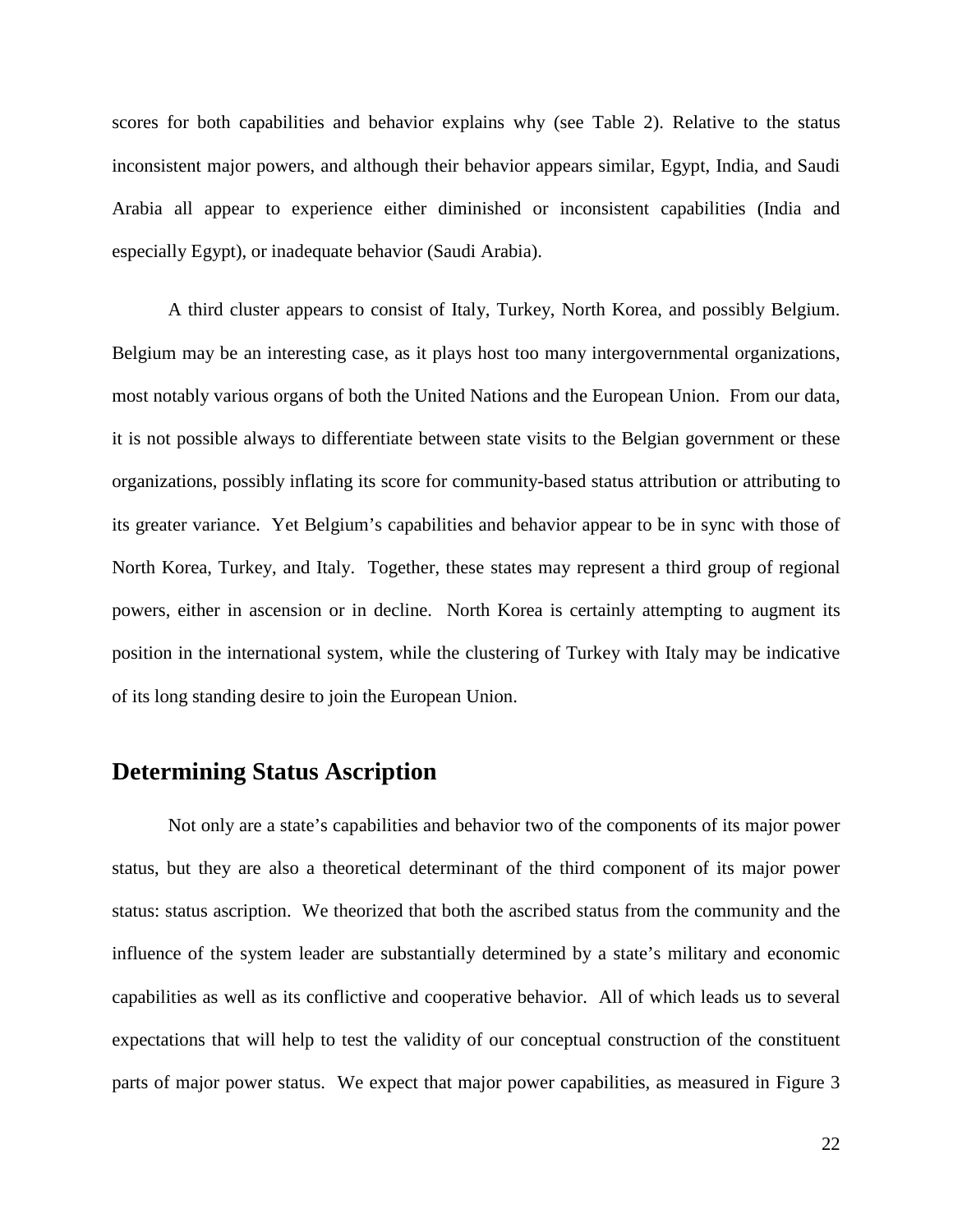scores for both capabilities and behavior explains why (see Table 2). Relative to the status inconsistent major powers, and although their behavior appears similar, Egypt, India, and Saudi Arabia all appear to experience either diminished or inconsistent capabilities (India and especially Egypt), or inadequate behavior (Saudi Arabia).

A third cluster appears to consist of Italy, Turkey, North Korea, and possibly Belgium. Belgium may be an interesting case, as it plays host too many intergovernmental organizations, most notably various organs of both the United Nations and the European Union. From our data, it is not possible always to differentiate between state visits to the Belgian government or these organizations, possibly inflating its score for community-based status attribution or attributing to its greater variance. Yet Belgium's capabilities and behavior appear to be in sync with those of North Korea, Turkey, and Italy. Together, these states may represent a third group of regional powers, either in ascension or in decline. North Korea is certainly attempting to augment its position in the international system, while the clustering of Turkey with Italy may be indicative of its long standing desire to join the European Union.

## Determining Status Ascription

Not only are a state's capabilities and behavior two of the components of its major power status, but they are also a theoretical determinant of the third component of its major power status: status ascription. We theorized that both the ascribed status from the community and the influence of the system leader are substantially determined by a state's military and economic capabilities as well as its conflictive and cooperative behavior. All of which leads us to several expectations that will help to test the validity of our conceptual construction of the constituent parts of major power status. We expect that major power capabilities, as measured in Figure 3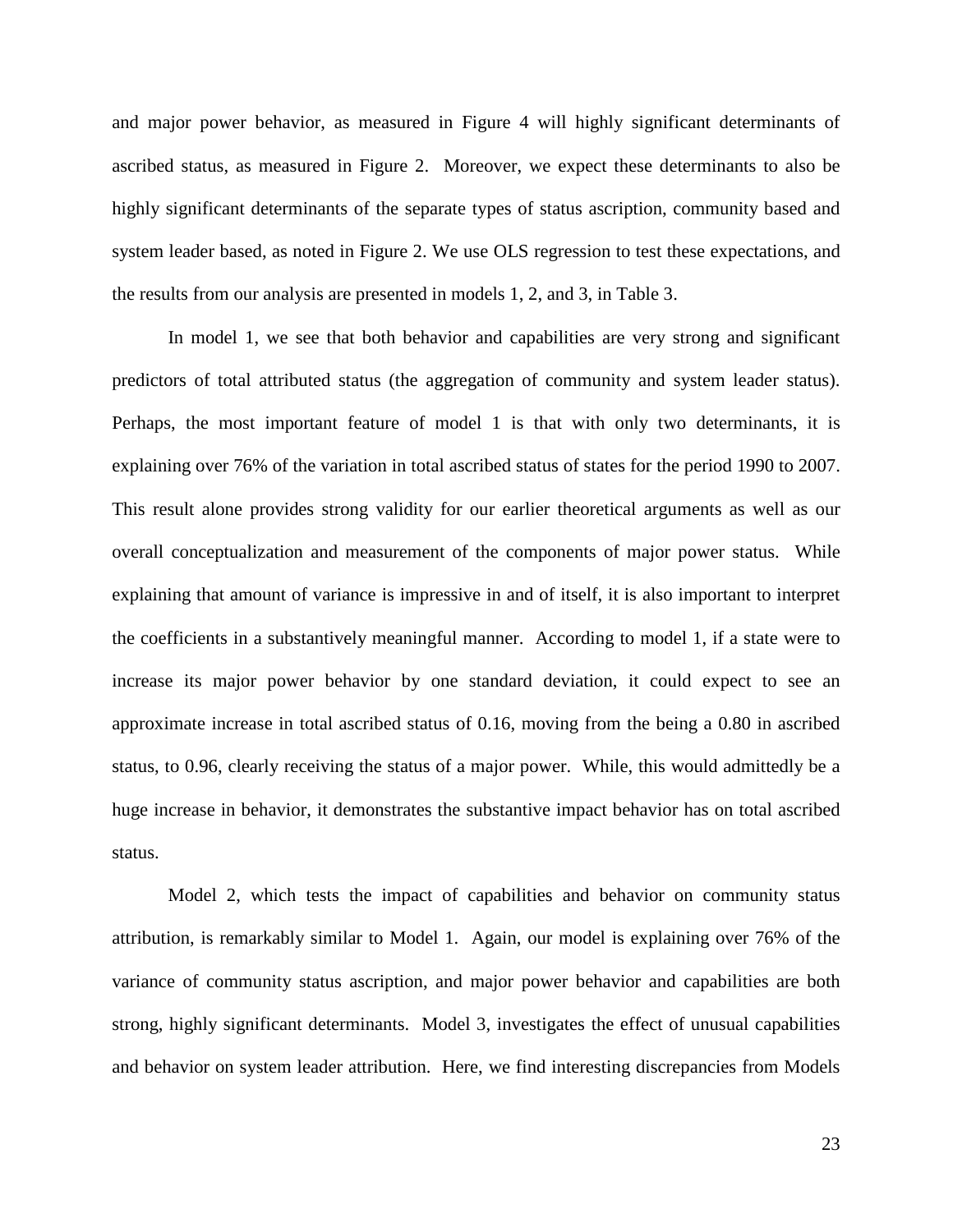and major power behavior, as measured in Figure 4 will highly significant determinants of ascribed status, as measured in Figure 2. Moreover, we expect these determinants to also be highly significant determinants of the separate types of status ascription, community based and system leader based, as noted in Figure 2. We use OLS regression to test these expectations, and the results from our analysis are presented in models 1, 2, and 3, in Table 3.

In model 1, we see that both behavior and capabilities are very strong and significant predictors of total attributed status (the aggregation of community and system leader status). Perhaps, the most important feature of model 1 is that with only two determinants, it is explaining over 76% of the variation in total ascribed status of states for the period 1990 to 2007. This result alone provides strong validity for our earlier theoretical arguments as well as our overall conceptualization and measurement of the components of major power status. While explaining that amount of variance is impressive in and of itself, it is also important to interpret the coefficients in a substantively meaningful manner. According to model 1, if a state were to increase its major power behavior by one standard deviation, it could expect to see an approximate increase in total ascribed status of 0.16, moving from the being a 0.80 in ascribed status, to 0.96, clearly receiving the status of a major power. While, this would admittedly be a huge increase in behavior, it demonstrates the substantive impact behavior has on total ascribed status.

Model 2, which tests the impact of capabilities and behavior on community status attribution, is remarkably similar to Model 1. Again, our model is explaining over 76% of the variance of community status ascription, and major power behavior and capabilities are both strong, highly significant determinants. Model 3, investigates the effect of unusual capabilities and behavior on system leader attribution. Here, we find interesting discrepancies from Models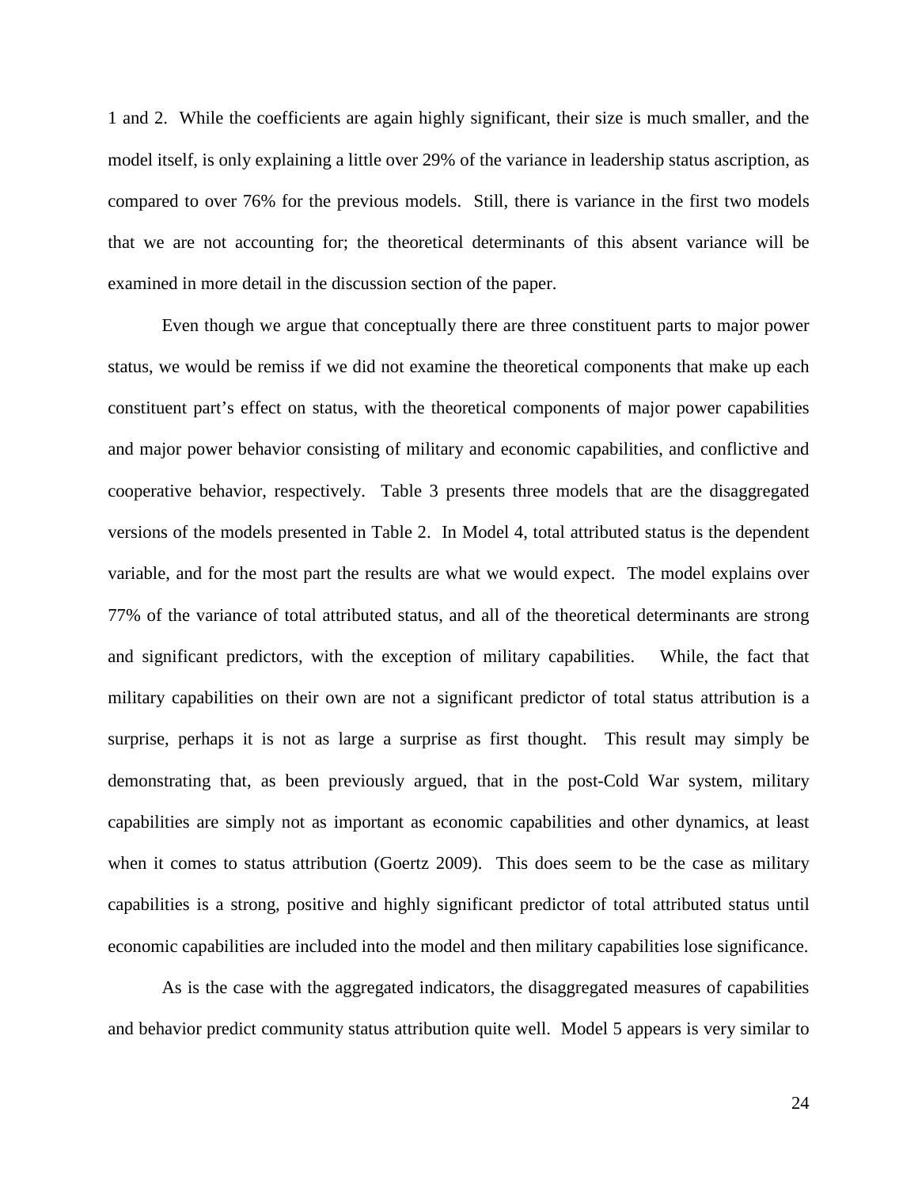1 and 2. While the coefficients are again highly significant, their size is much smaller, and the model itself, is only explaining a little over 29% of the variance in leadership status ascription, as compared to over 76% for the previous models. Still, there is variance in the first two models that we are not accounting for; the theoretical determinants of this absent variance will be examined in more detail in the discussion section of the paper.

Even though we argue that conceptually there are three constituent parts to major power status, we would be remiss if we did not examine the theoretical components that make up each constituent part's effect on status, with the theoretical components of major power capabilities and major power behavior consisting of military and economic capabilities, and conflictive and cooperative behavior, respectively. Table 3 presents three models that are the disaggregated versions of the models presented in Table 2. In Model 4, total attributed status is the dependent variable, and for the most part the results are what we would expect. The model explains over 77% of the variance of total attributed status, and all of the theoretical determinants are strong and significant predictors, with the exception of military capabilities. While, the fact that military capabilities on their own are not a significant predictor of total status attribution is a surprise, perhaps it is not as large a surprise as first thought. This result may simply be demonstrating that, as been previously argued, that in the post-Cold War system, military capabilities are simply not as important as economic capabilities and other dynamics, at least when it comes to status attribution (Goertz 2009). This does seem to be the case as military capabilities is a strong, positive and highly significant predictor of total attributed status until economic capabilities are included into the model and then military capabilities lose significance.

As is the case with the aggregated indicators, the disaggregated measures of capabilities and behavior predict community status attribution quite well. Model 5 appears is very similar to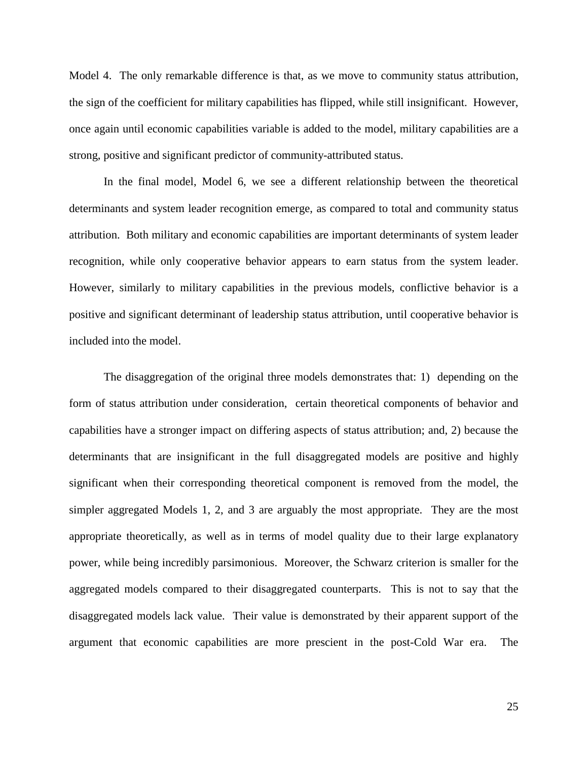Model 4. The only remarkable difference is that, as we move to community status attribution, the sign of the coefficient for military capabilities has flipped, while still insignificant. However, once again until economic capabilities variable is added to the model, military capabilities are a strong, positive and significant predictor of community-attributed status.

In the final model, Model 6, we see a different relationship between the theoretical determinants and system leader recognition emerge, as compared to total and community status attribution. Both military and economic capabilities are important determinants of system leader recognition, while only cooperative behavior appears to earn status from the system leader. However, similarly to military capabilities in the previous models, conflictive behavior is a positive and significant determinant of leadership status attribution, until cooperative behavior is included into the model.

The disaggregation of the original three models demonstrates that: 1) depending on the form of status attribution under consideration, certain theoretical components of behavior and capabilities have a stronger impact on differing aspects of status attribution; and, 2) because the determinants that are insignificant in the full disaggregated models are positive and highly significant when their corresponding theoretical component is removed from the model, the simpler aggregated Models 1, 2, and 3 are arguably the most appropriate. They are the most appropriate theoretically, as well as in terms of model quality due to their large explanatory power, while being incredibly parsimonious. Moreover, the Schwarz criterion is smaller for the aggregated models compared to their disaggregated counterparts. This is not to say that the disaggregated models lack value. Their value is demonstrated by their apparent support of the argument that economic capabilities are more prescient in the post-Cold War era. The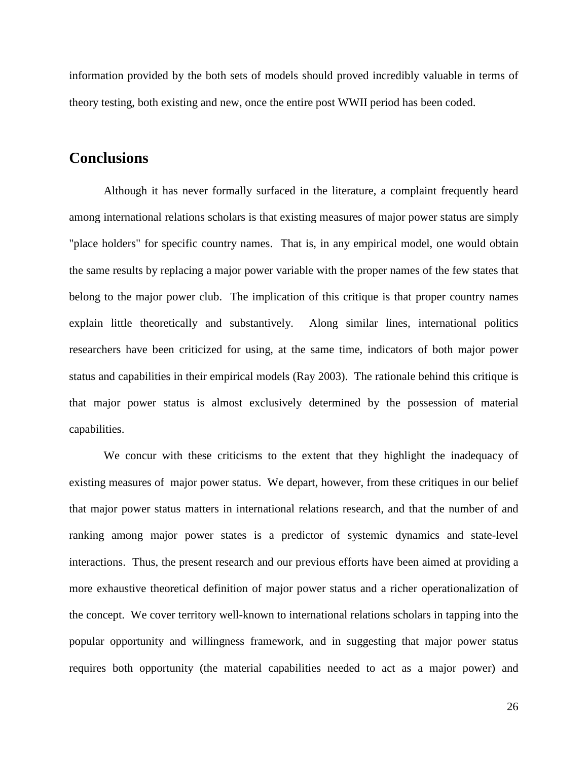information provided by the both sets of models should proved incredibly valuable in terms of theory testing, both existing and new, once the entire post WWII period has been coded.

## Conclusions

Although it has never formally surfaced in the literature, a complaint frequently heard among international relations scholars is that existing measures of major power status are simply "place holders" for specific country names. That is, in any empirical model, one would obtain the same results by replacing a major power variable with the proper names of the few states that belong to the major power club. The implication of this critique is that proper country names explain little theoretically and substantively. Along similar lines, international politics researchers have been criticized for using, at the same time, indicators of both major power status and capabilities in their empirical models (Ray 2003). The rationale behind this critique is that major power status is almost exclusively determined by the possession of material capabilities.

We concur with these criticisms to the extent that they highlight the inadequacy of existing measures of major power status. We depart, however, from these critiques in our belief that major power status matters in international relations research, and that the number of and ranking among major power states is a predictor of systemic dynamics and state-level interactions. Thus, the present research and our previous efforts have been aimed at providing a more exhaustive theoretical definition of major power status and a richer operationalization of the concept. We cover territory well-known to international relations scholars in tapping into the popular opportunity and willingness framework, and in suggesting that major power status requires both opportunity (the material capabilities needed to act as a major power) and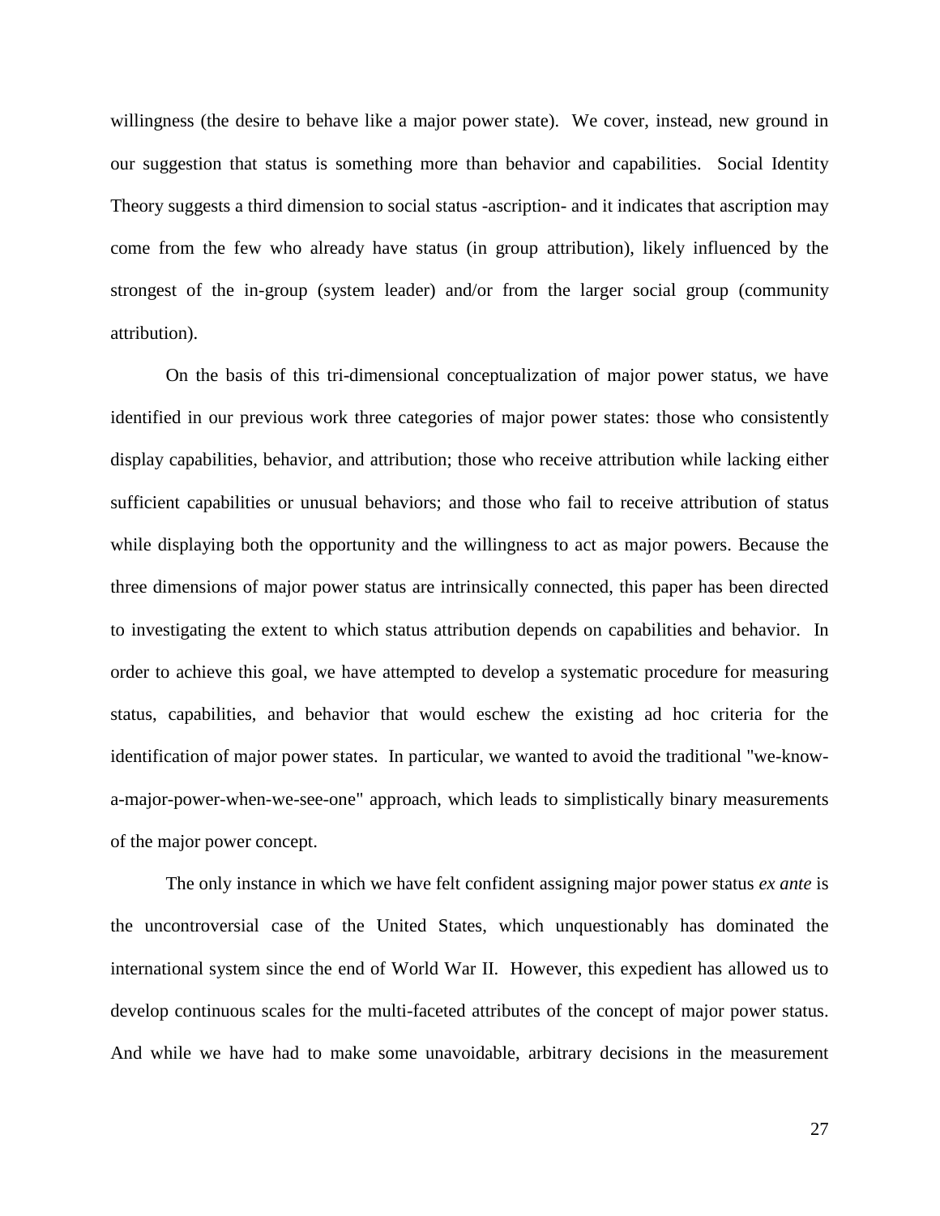willingness (the desire to behave like a major power state). We cover, instead, new ground in our suggestion that status is something more than behavior and capabilities. Social Identity Theory suggests a third dimension to social status -ascription- and it indicates that ascription may come from the few who already have status (in group attribution), likely influenced by the strongest of the in-group (system leader) and/or from the larger social group (community attribution).

On the basis of this tri-dimensional conceptualization of major power status, we have identified in our previous work three categories of major power states: those who consistently display capabilities, behavior, and attribution; those who receive attribution while lacking either sufficient capabilities or unusual behaviors; and those who fail to receive attribution of status while displaying both the opportunity and the willingness to act as major powers. Because the three dimensions of major power status are intrinsically connected, this paper has been directed to investigating the extent to which status attribution depends on capabilities and behavior. In order to achieve this goal, we have attempted to develop a systematic procedure for measuring status, capabilities, and behavior that would eschew the existing ad hoc criteria for the identification of major power states. In particular, we wanted to avoid the traditional "we-know-a-major-power-when-we-see-one" approach, which leads to simplistically binary measurements of the major power concept.

The only instance in which we have felt confident assigning major power status *ex ante* is the uncontroversial case of the United States, which unquestionably has dominated the international system since the end of World War II. However, this expedient has allowed us to develop continuous scales for the multi-faceted attributes of the concept of major power status. And while we have had to make some unavoidable, arbitrary decisions in the measurement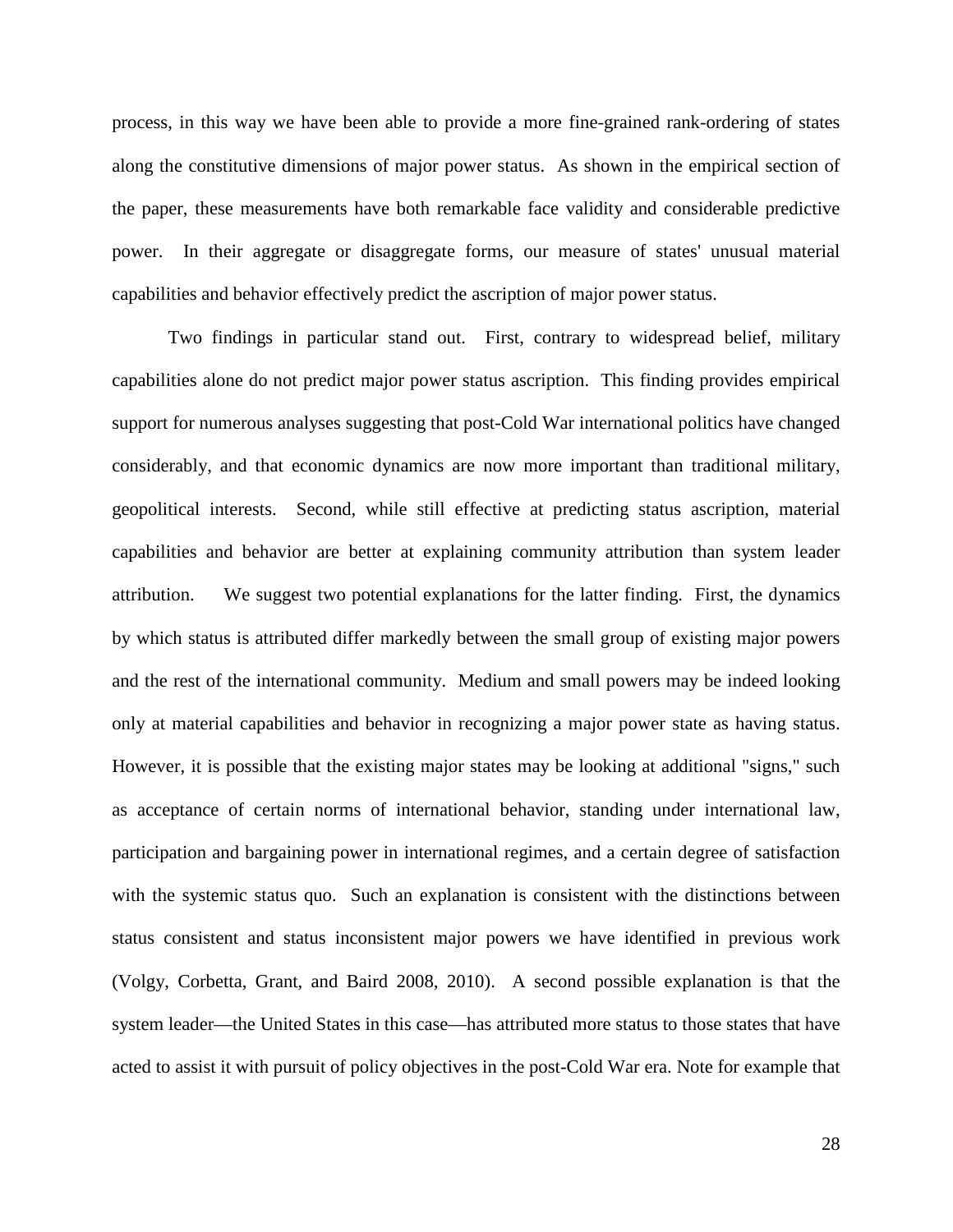process, in this way we have been able to provide a more fine-grained rank-ordering of states along the constitutive dimensions of major power status. As shown in the empirical section of the paper, these measurements have both remarkable face validity and considerable predictive power. In their aggregate or disaggregate forms, our measure of states' unusual material capabilities and behavior effectively predict the ascription of major power status.

Two findings in particular stand out. First, contrary to widespread belief, military capabilities alone do not predict major power status ascription. This finding provides empirical support for numerous analyses suggesting that post-Cold War international politics have changed considerably, and that economic dynamics are now more important than traditional military, geopolitical interests. Second, while still effective at predicting status ascription, material capabilities and behavior are better at explaining community attribution than system leader attribution. We suggest two potential explanations for the latter finding. First, the dynamics by which status is attributed differ markedly between the small group of existing major powers and the rest of the international community. Medium and small powers may be indeed looking only at material capabilities and behavior in recognizing a major power state as having status. However, it is possible that the existing major states may be looking at additional "signs," such as acceptance of certain norms of international behavior, standing under international law, participation and bargaining power in international regimes, and a certain degree of satisfaction with the systemic status quo. Such an explanation is consistent with the distinctions between status consistent and status inconsistent major powers we have identified in previous work (Volgy, Corbetta, Grant, and Baird 2008, 2010). A second possible explanation is that the system leader—the United States in this case—has attributed more status to those states that have acted to assist it with pursuit of policy objectives in the post-Cold War era. Note for example that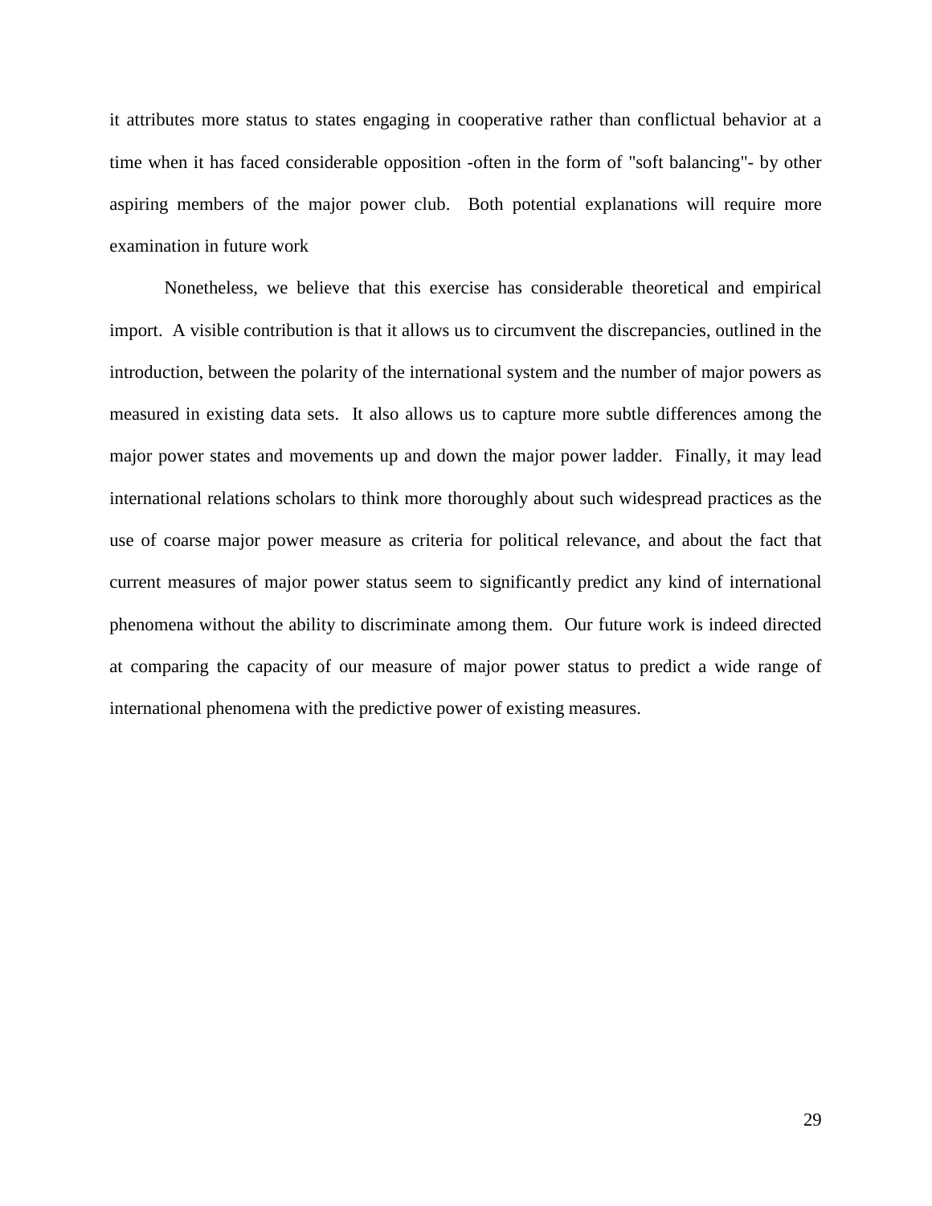it attributes more status to states engaging in cooperative rather than conflictual behavior at a time when it has faced considerable opposition -often in the form of "soft balancing"- by other aspiring members of the major power club. Both potential explanations will require more examination in future work

Nonetheless, we believe that this exercise has considerable theoretical and empirical import. A visible contribution is that it allows us to circumvent the discrepancies, outlined in the introduction, between the polarity of the international system and the number of major powers as measured in existing data sets. It also allows us to capture more subtle differences among the major power states and movements up and down the major power ladder. Finally, it may lead international relations scholars to think more thoroughly about such widespread practices as the use of coarse major power measure as criteria for political relevance, and about the fact that current measures of major power status seem to significantly predict any kind of international phenomena without the ability to discriminate among them. Our future work is indeed directed at comparing the capacity of our measure of major power status to predict a wide range of international phenomena with the predictive power of existing measures.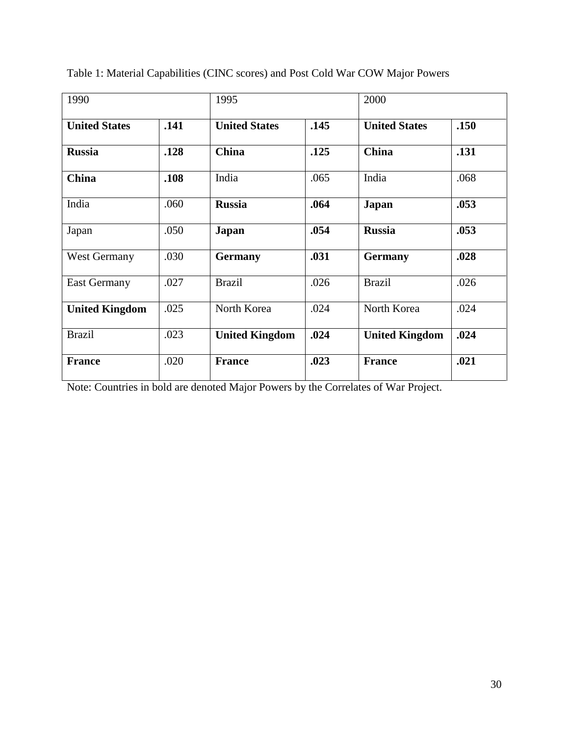Table 1: Material Capabilities (CINC scores) and Post Cold War COW Major Powers

| 1990 | | 1995 | | 2000 | |
|---|---|---|---|---|---|
| **United States** | **.141** | **United States** | **.145** | **United States** | **.150** |
| **Russia** | **.128** | **China** | **.125** | **China** | **.131** |
| **China** | **.108** | India | .065 | India | .068 |
| India | .060 | **Russia** | **.064** | **Japan** | **.053** |
| Japan | .050 | **Japan** | **.054** | **Russia** | **.053** |
| West Germany | .030 | **Germany** | **.031** | **Germany** | **.028** |
| East Germany | .027 | Brazil | .026 | Brazil | .026 |
| **United Kingdom** | .025 | North Korea | .024 | North Korea | .024 |
| Brazil | .023 | **United Kingdom** | **.024** | **United Kingdom** | **.024** |
| **France** | .020 | **France** | **.023** | **France** | **.021** |

Note: Countries in bold are denoted Major Powers by the Correlates of War Project.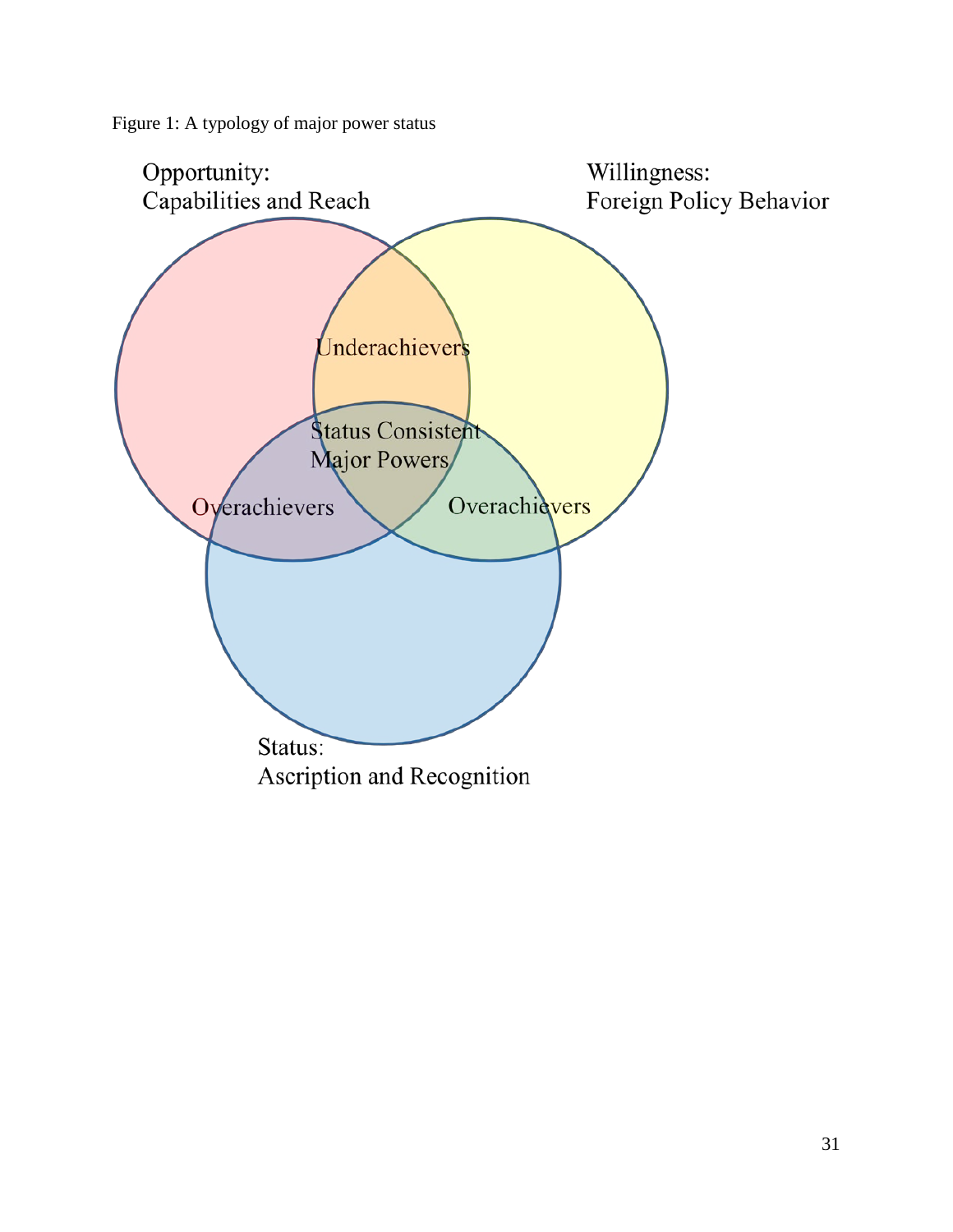Figure 1: A typology of major power status

Opportunity:
Capabilities and Reach

Willingness:
Foreign Policy Behavior

Underachievers

Status Consistent
Major Powers

Overachievers

Overachievers

Status:
Ascription and Recognition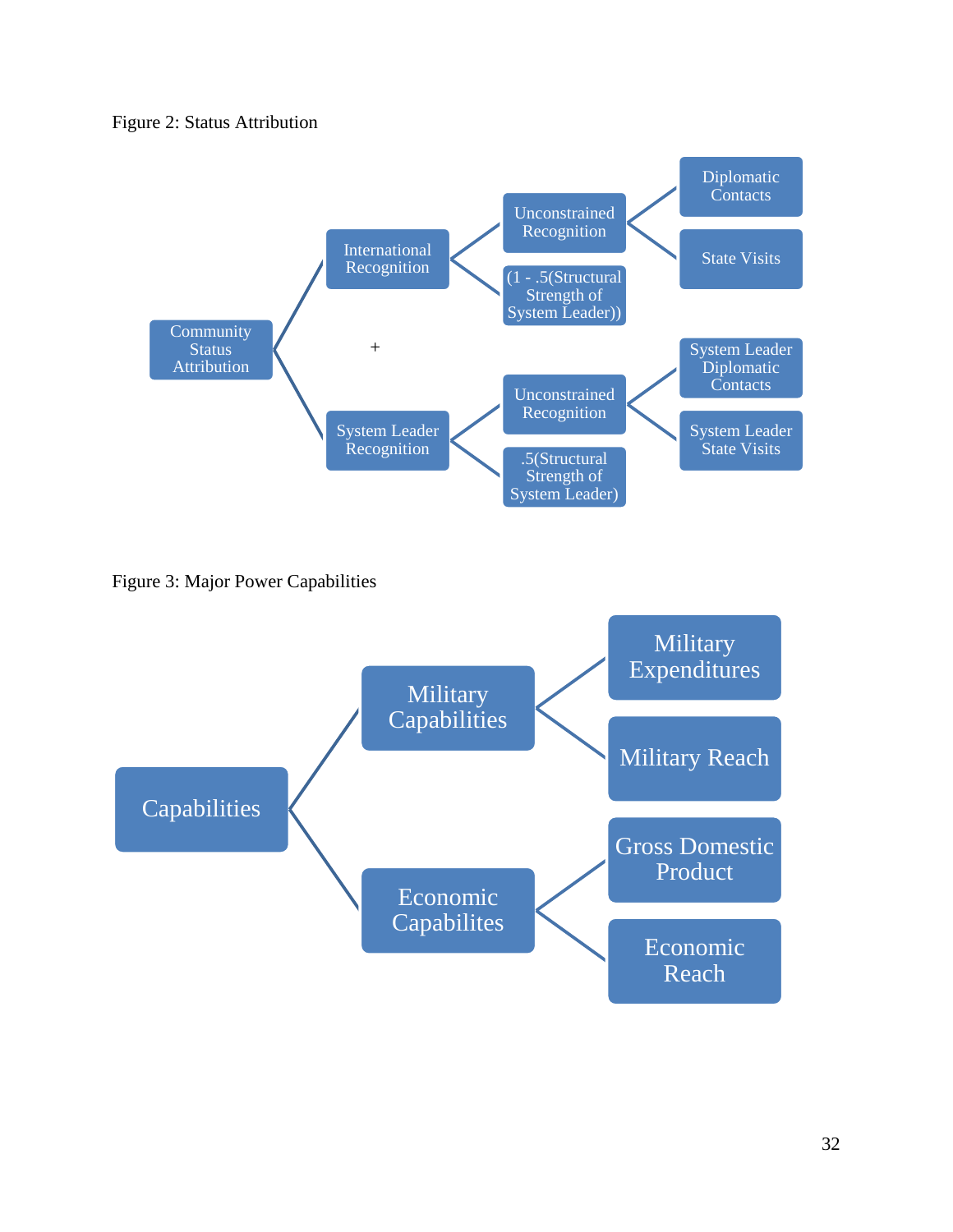Figure 2: Status Attribution

- Community Status Attribution
  - International Recognition
    - Unconstrained Recognition
      - Diplomatic Contacts
      - State Visits
    - (1 - .5(Structural Strength of System Leader))
  - +
  - System Leader Recognition
    - Unconstrained Recognition
      - System Leader Diplomatic Contacts
      - System Leader State Visits
    - .5(Structural Strength of System Leader)

Figure 3: Major Power Capabilities

- Capabilities
  - Military Capabilities
    - Military Expenditures
    - Military Reach
  - Economic Capabilites
    - Gross Domestic Product
    - Economic Reach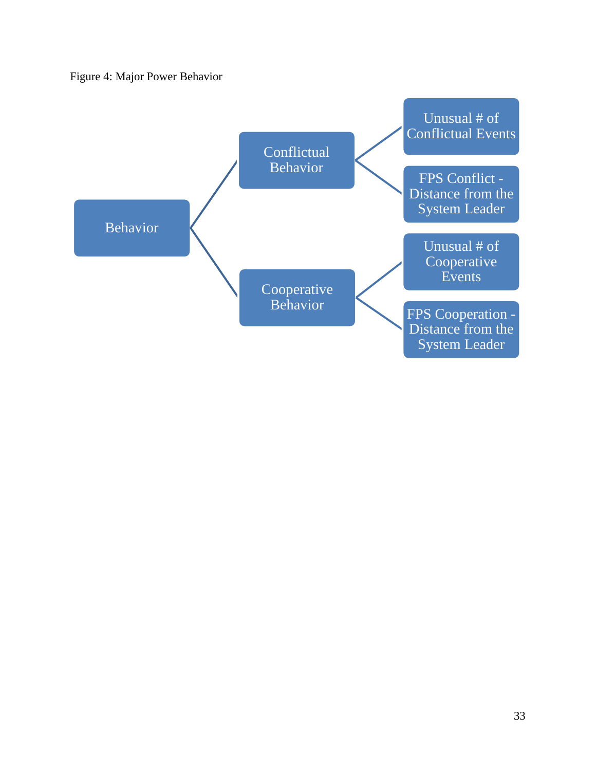Figure 4: Major Power Behavior

- Behavior
  - Conflictual Behavior
    - Unusual # of Conflictual Events
    - FPS Conflict - Distance from the System Leader
  - Cooperative Behavior
    - Unusual # of Cooperative Events
    - FPS Cooperation - Distance from the System Leader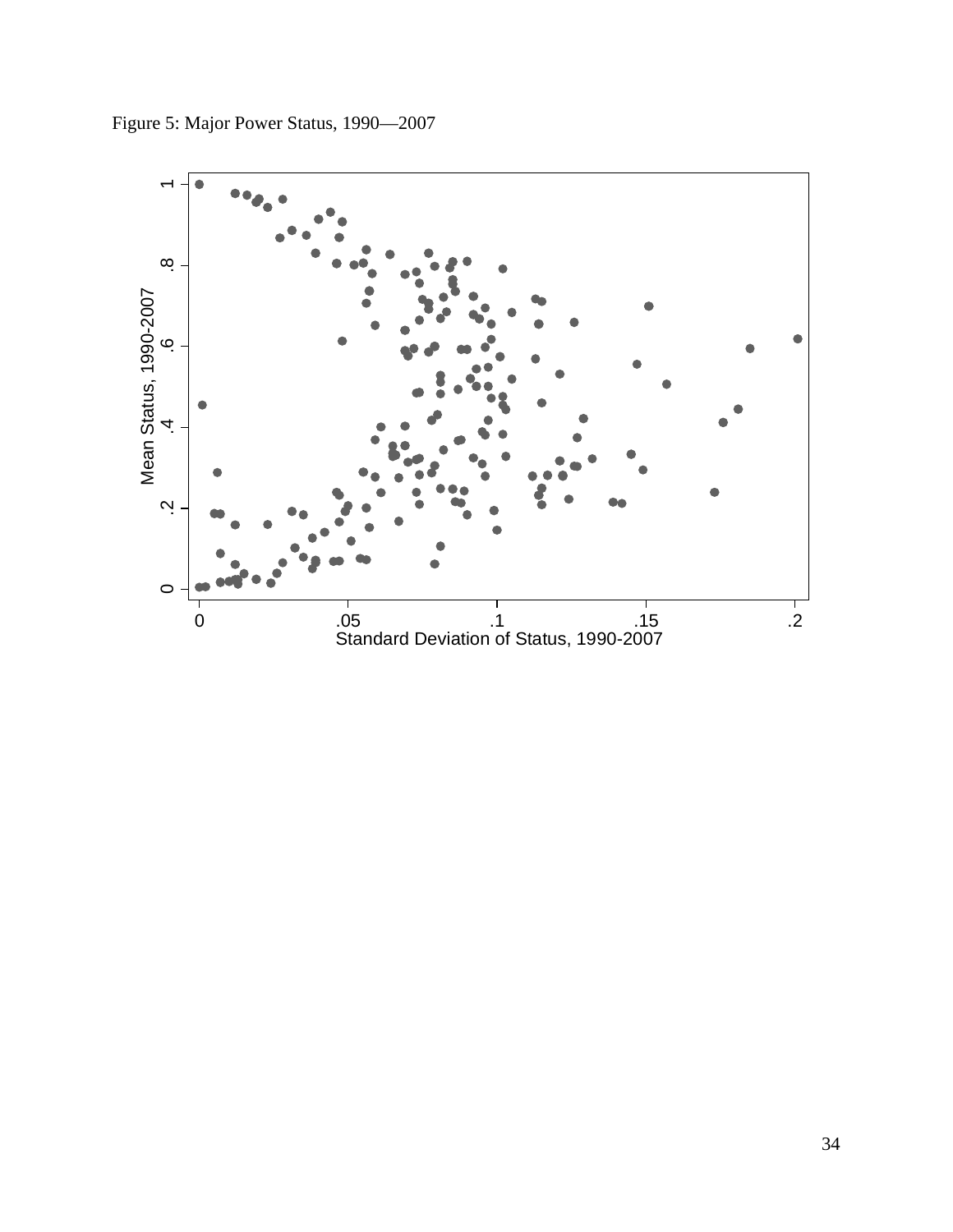Figure 5: Major Power Status, 1990—2007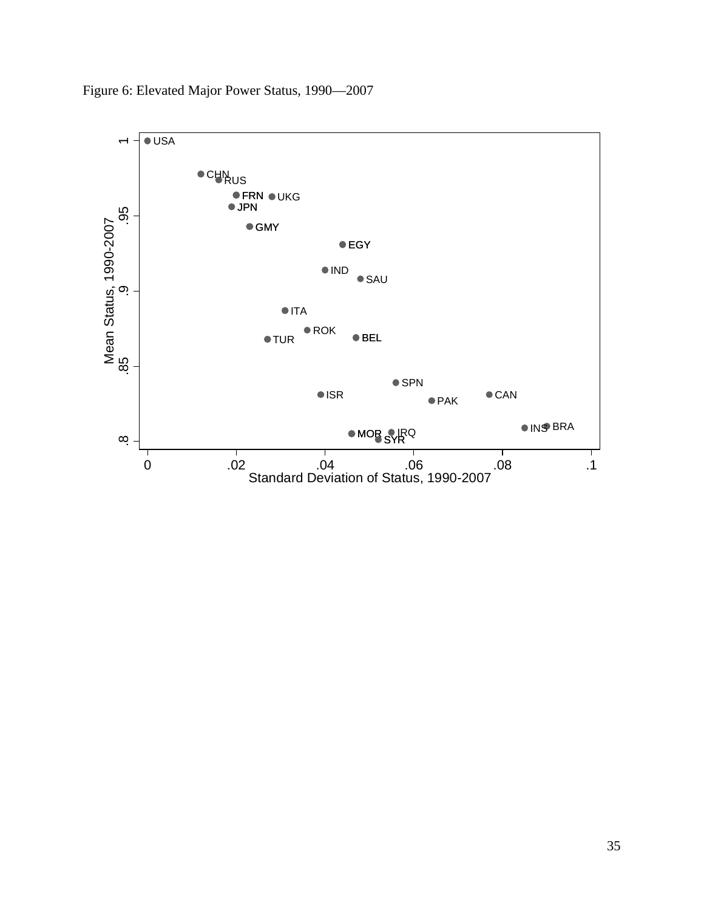Figure 6: Elevated Major Power Status, 1990—2007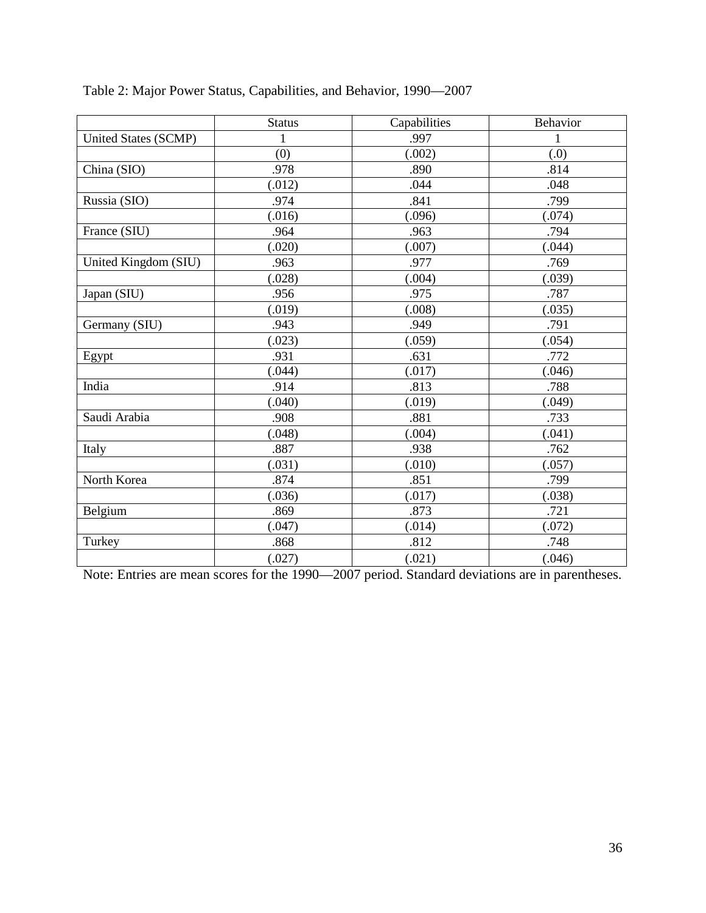Table 2: Major Power Status, Capabilities, and Behavior, 1990—2007

| | Status | Capabilities | Behavior |
|---|---|---|---|
| United States (SCMP) | 1 | .997 | 1 |
| | (0) | (.002) | (.0) |
| China (SIO) | .978 | .890 | .814 |
| | (.012) | .044 | .048 |
| Russia (SIO) | .974 | .841 | .799 |
| | (.016) | (.096) | (.074) |
| France (SIU) | .964 | .963 | .794 |
| | (.020) | (.007) | (.044) |
| United Kingdom (SIU) | .963 | .977 | .769 |
| | (.028) | (.004) | (.039) |
| Japan (SIU) | .956 | .975 | .787 |
| | (.019) | (.008) | (.035) |
| Germany (SIU) | .943 | .949 | .791 |
| | (.023) | (.059) | (.054) |
| Egypt | .931 | .631 | .772 |
| | (.044) | (.017) | (.046) |
| India | .914 | .813 | .788 |
| | (.040) | (.019) | (.049) |
| Saudi Arabia | .908 | .881 | .733 |
| | (.048) | (.004) | (.041) |
| Italy | .887 | .938 | .762 |
| | (.031) | (.010) | (.057) |
| North Korea | .874 | .851 | .799 |
| | (.036) | (.017) | (.038) |
| Belgium | .869 | .873 | .721 |
| | (.047) | (.014) | (.072) |
| Turkey | .868 | .812 | .748 |
| | (.027) | (.021) | (.046) |

Note: Entries are mean scores for the 1990—2007 period. Standard deviations are in parentheses.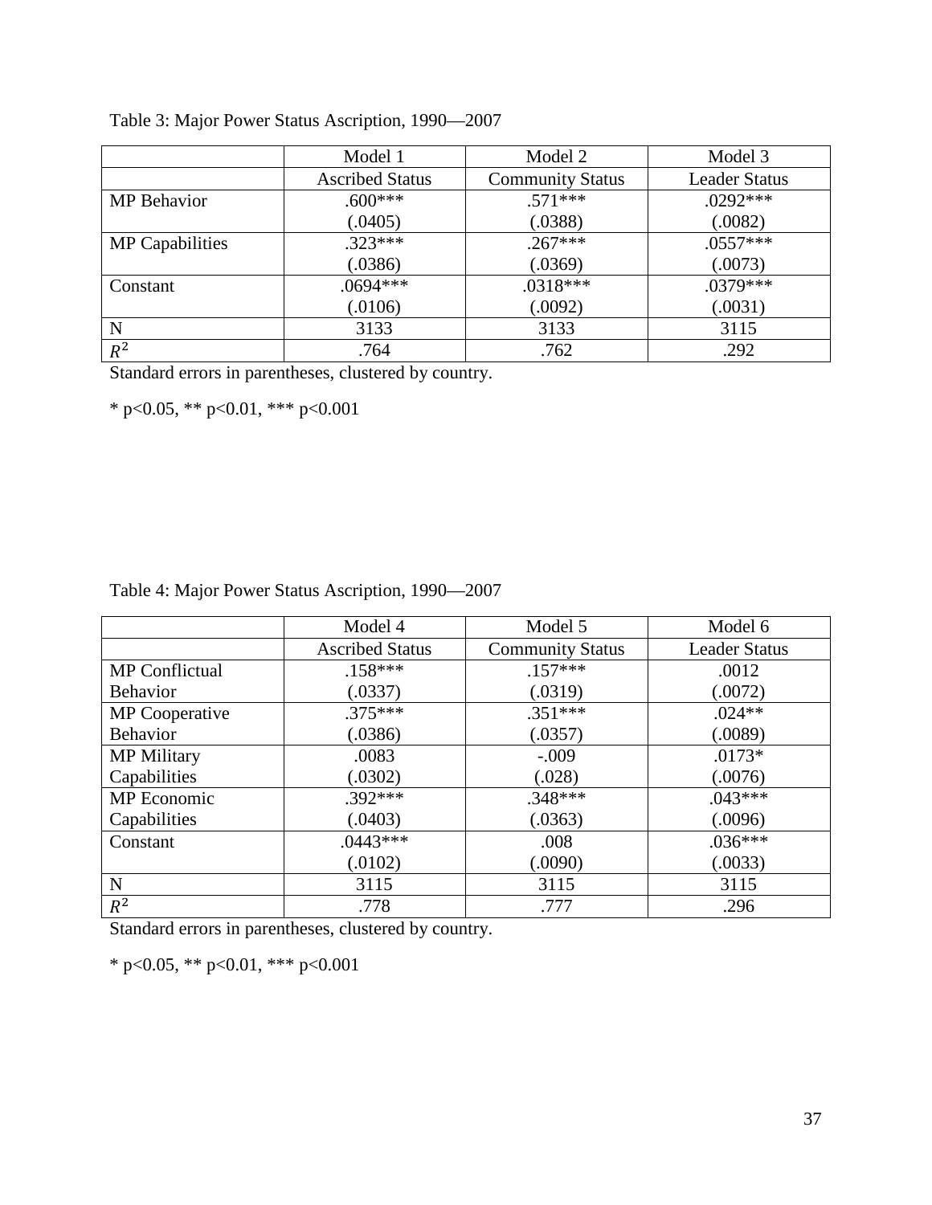Table 3: Major Power Status Ascription, 1990—2007

| | Model 1 | Model 2 | Model 3 |
|---|---|---|---|
| | Ascribed Status | Community Status | Leader Status |
| MP Behavior | .600*** | .571*** | .0292*** |
| | (.0405) | (.0388) | (.0082) |
| MP Capabilities | .323*** | .267*** | .0557*** |
| | (.0386) | (.0369) | (.0073) |
| Constant | .0694*** | .0318*** | .0379*** |
| | (.0106) | (.0092) | (.0031) |
| N | 3133 | 3133 | 3115 |
| $R^2$ | .764 | .762 | .292 |

Standard errors in parentheses, clustered by country.

\* p<0.05, ** p<0.01, *** p<0.001

Table 4: Major Power Status Ascription, 1990—2007

| | Model 4 | Model 5 | Model 6 |
|---|---|---|---|
| | Ascribed Status | Community Status | Leader Status |
| MP Conflictual | .158*** | .157*** | .0012 |
| Behavior | (.0337) | (.0319) | (.0072) |
| MP Cooperative | .375*** | .351*** | .024** |
| Behavior | (.0386) | (.0357) | (.0089) |
| MP Military | .0083 | -.009 | .0173* |
| Capabilities | (.0302) | (.028) | (.0076) |
| MP Economic | .392*** | .348*** | .043*** |
| Capabilities | (.0403) | (.0363) | (.0096) |
| Constant | .0443*** | .008 | .036*** |
| | (.0102) | (.0090) | (.0033) |
| N | 3115 | 3115 | 3115 |
| $R^2$ | .778 | .777 | .296 |

Standard errors in parentheses, clustered by country.

\* p<0.05, ** p<0.01, *** p<0.001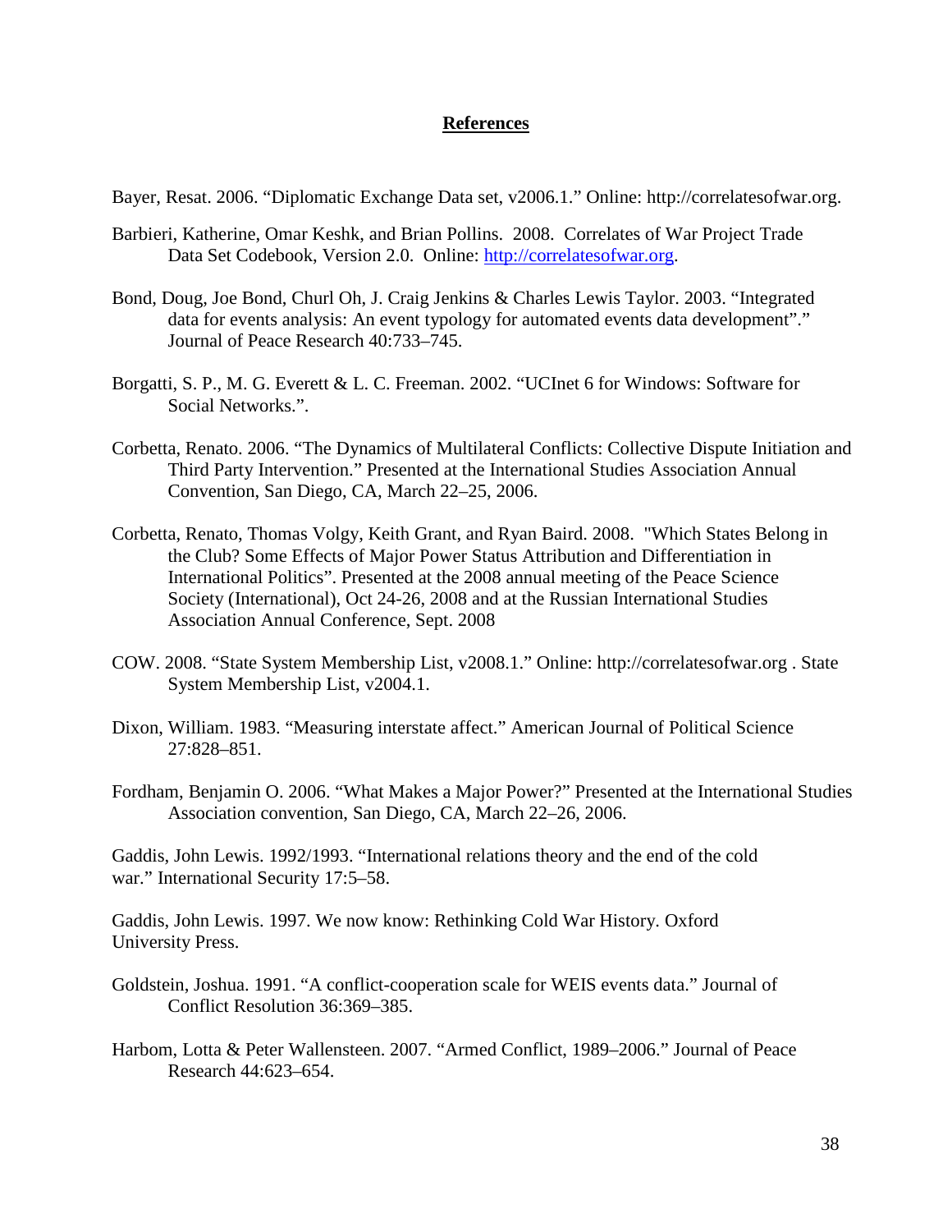# References

Bayer, Resat. 2006. “Diplomatic Exchange Data set, v2006.1.” Online: http://correlatesofwar.org.

Barbieri, Katherine, Omar Keshk, and Brian Pollins. 2008. Correlates of War Project Trade Data Set Codebook, Version 2.0. Online: http://correlatesofwar.org.

Bond, Doug, Joe Bond, Churl Oh, J. Craig Jenkins & Charles Lewis Taylor. 2003. “Integrated data for events analysis: An event typology for automated events data development”.” Journal of Peace Research 40:733–745.

Borgatti, S. P., M. G. Everett & L. C. Freeman. 2002. “UCInet 6 for Windows: Software for Social Networks.”.

Corbetta, Renato. 2006. “The Dynamics of Multilateral Conflicts: Collective Dispute Initiation and Third Party Intervention.” Presented at the International Studies Association Annual Convention, San Diego, CA, March 22–25, 2006.

Corbetta, Renato, Thomas Volgy, Keith Grant, and Ryan Baird. 2008. "Which States Belong in the Club? Some Effects of Major Power Status Attribution and Differentiation in International Politics". Presented at the 2008 annual meeting of the Peace Science Society (International), Oct 24-26, 2008 and at the Russian International Studies Association Annual Conference, Sept. 2008

COW. 2008. “State System Membership List, v2008.1.” Online: http://correlatesofwar.org . State System Membership List, v2004.1.

Dixon, William. 1983. “Measuring interstate affect.” American Journal of Political Science 27:828–851.

Fordham, Benjamin O. 2006. “What Makes a Major Power?” Presented at the International Studies Association convention, San Diego, CA, March 22–26, 2006.

Gaddis, John Lewis. 1992/1993. “International relations theory and the end of the cold war.” International Security 17:5–58.

Gaddis, John Lewis. 1997. We now know: Rethinking Cold War History. Oxford University Press.

Goldstein, Joshua. 1991. “A conflict-cooperation scale for WEIS events data.” Journal of Conflict Resolution 36:369–385.

Harbom, Lotta & Peter Wallensteen. 2007. “Armed Conflict, 1989–2006.” Journal of Peace Research 44:623–654.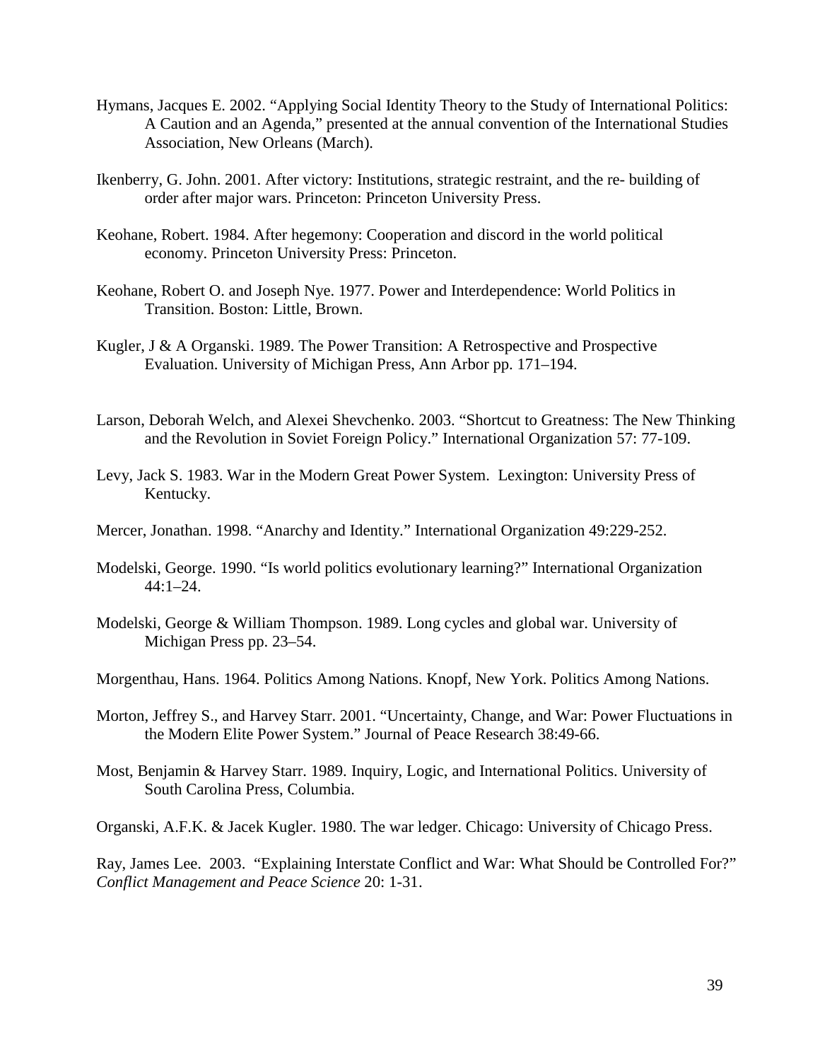Hymans, Jacques E. 2002. “Applying Social Identity Theory to the Study of International Politics: A Caution and an Agenda,” presented at the annual convention of the International Studies Association, New Orleans (March).

Ikenberry, G. John. 2001. After victory: Institutions, strategic restraint, and the re- building of order after major wars. Princeton: Princeton University Press.

Keohane, Robert. 1984. After hegemony: Cooperation and discord in the world political economy. Princeton University Press: Princeton.

Keohane, Robert O. and Joseph Nye. 1977. Power and Interdependence: World Politics in Transition. Boston: Little, Brown.

Kugler, J & A Organski. 1989. The Power Transition: A Retrospective and Prospective Evaluation. University of Michigan Press, Ann Arbor pp. 171–194.

Larson, Deborah Welch, and Alexei Shevchenko. 2003. “Shortcut to Greatness: The New Thinking and the Revolution in Soviet Foreign Policy.” International Organization 57: 77-109.

Levy, Jack S. 1983. War in the Modern Great Power System. Lexington: University Press of Kentucky.

Mercer, Jonathan. 1998. “Anarchy and Identity.” International Organization 49:229-252.

Modelski, George. 1990. “Is world politics evolutionary learning?” International Organization 44:1–24.

Modelski, George & William Thompson. 1989. Long cycles and global war. University of Michigan Press pp. 23–54.

Morgenthau, Hans. 1964. Politics Among Nations. Knopf, New York. Politics Among Nations.

Morton, Jeffrey S., and Harvey Starr. 2001. “Uncertainty, Change, and War: Power Fluctuations in the Modern Elite Power System.” Journal of Peace Research 38:49-66.

Most, Benjamin & Harvey Starr. 1989. Inquiry, Logic, and International Politics. University of South Carolina Press, Columbia.

Organski, A.F.K. & Jacek Kugler. 1980. The war ledger. Chicago: University of Chicago Press.

Ray, James Lee. 2003. “Explaining Interstate Conflict and War: What Should be Controlled For?” *Conflict Management and Peace Science* 20: 1-31.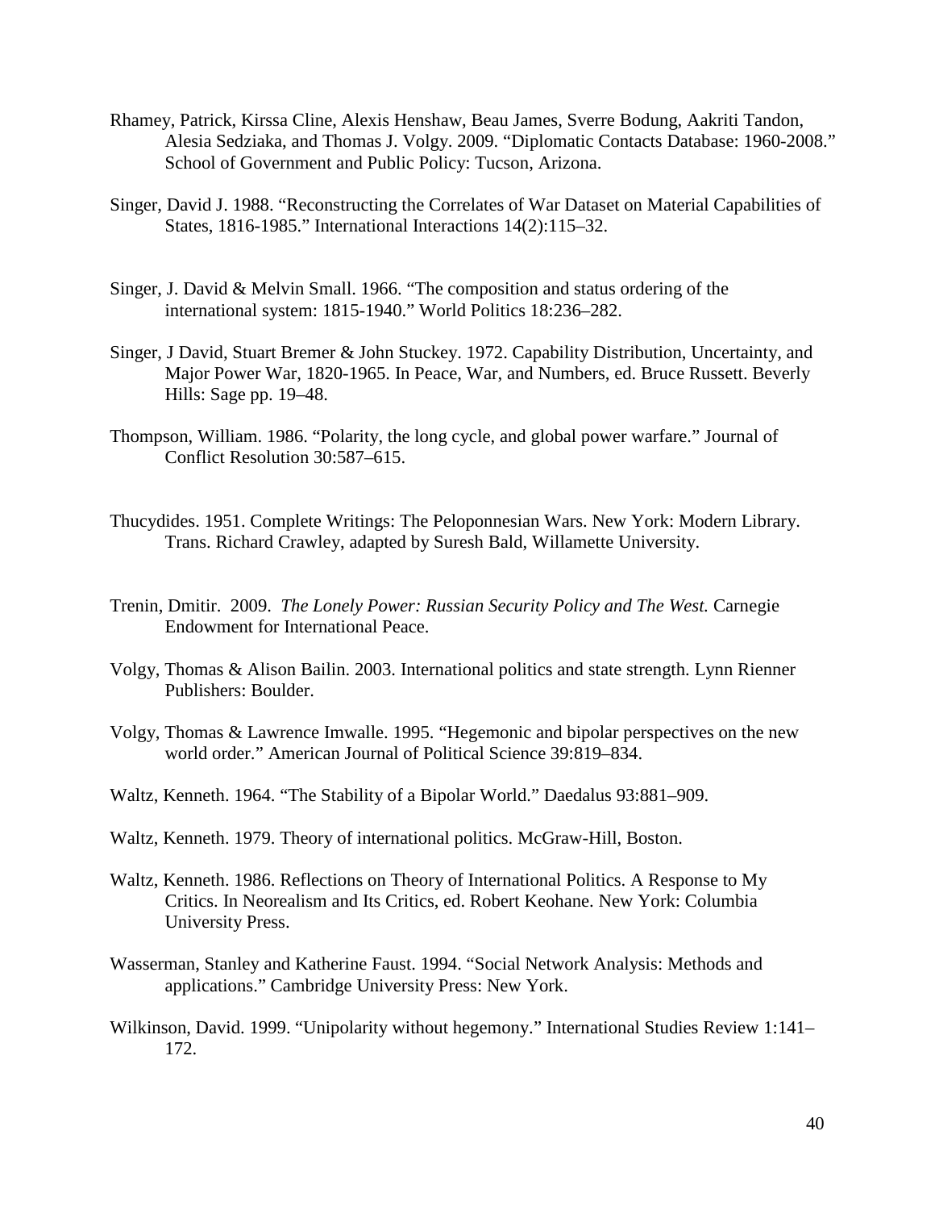Rhamey, Patrick, Kirssa Cline, Alexis Henshaw, Beau James, Sverre Bodung, Aakriti Tandon, Alesia Sedziaka, and Thomas J. Volgy. 2009. "Diplomatic Contacts Database: 1960-2008." School of Government and Public Policy: Tucson, Arizona.

Singer, David J. 1988. "Reconstructing the Correlates of War Dataset on Material Capabilities of States, 1816-1985." International Interactions 14(2):115–32.

Singer, J. David & Melvin Small. 1966. "The composition and status ordering of the international system: 1815-1940." World Politics 18:236–282.

Singer, J David, Stuart Bremer & John Stuckey. 1972. Capability Distribution, Uncertainty, and Major Power War, 1820-1965. In Peace, War, and Numbers, ed. Bruce Russett. Beverly Hills: Sage pp. 19–48.

Thompson, William. 1986. "Polarity, the long cycle, and global power warfare." Journal of Conflict Resolution 30:587–615.

Thucydides. 1951. Complete Writings: The Peloponnesian Wars. New York: Modern Library. Trans. Richard Crawley, adapted by Suresh Bald, Willamette University.

Trenin, Dmitir. 2009. *The Lonely Power: Russian Security Policy and The West.* Carnegie Endowment for International Peace.

Volgy, Thomas & Alison Bailin. 2003. International politics and state strength. Lynn Rienner Publishers: Boulder.

Volgy, Thomas & Lawrence Imwalle. 1995. "Hegemonic and bipolar perspectives on the new world order." American Journal of Political Science 39:819–834.

Waltz, Kenneth. 1964. "The Stability of a Bipolar World." Daedalus 93:881–909.

Waltz, Kenneth. 1979. Theory of international politics. McGraw-Hill, Boston.

Waltz, Kenneth. 1986. Reflections on Theory of International Politics. A Response to My Critics. In Neorealism and Its Critics, ed. Robert Keohane. New York: Columbia University Press.

Wasserman, Stanley and Katherine Faust. 1994. "Social Network Analysis: Methods and applications." Cambridge University Press: New York.

Wilkinson, David. 1999. "Unipolarity without hegemony." International Studies Review 1:141–172.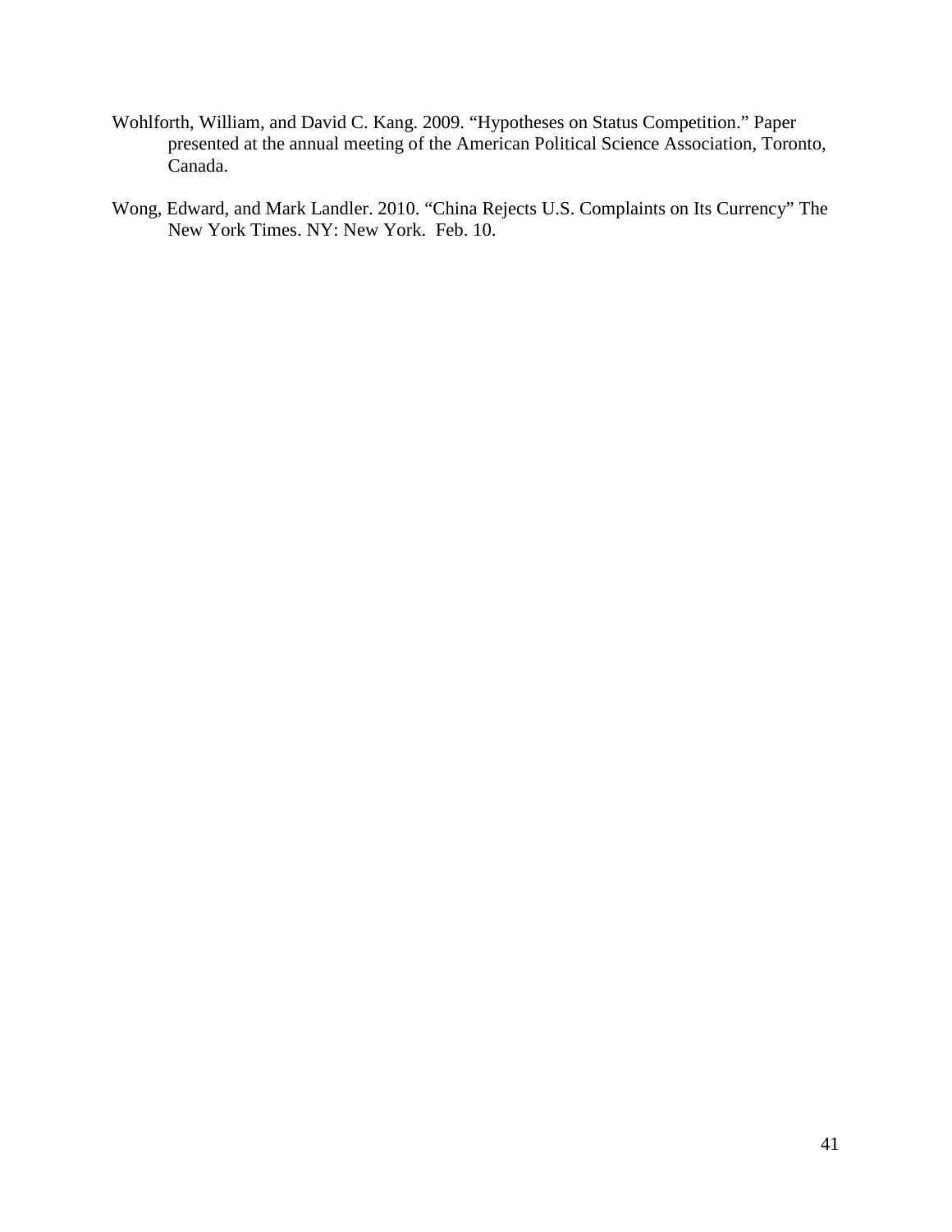Wohlforth, William, and David C. Kang. 2009. "Hypotheses on Status Competition." Paper presented at the annual meeting of the American Political Science Association, Toronto, Canada.

Wong, Edward, and Mark Landler. 2010. "China Rejects U.S. Complaints on Its Currency" The New York Times. NY: New York. Feb. 10.